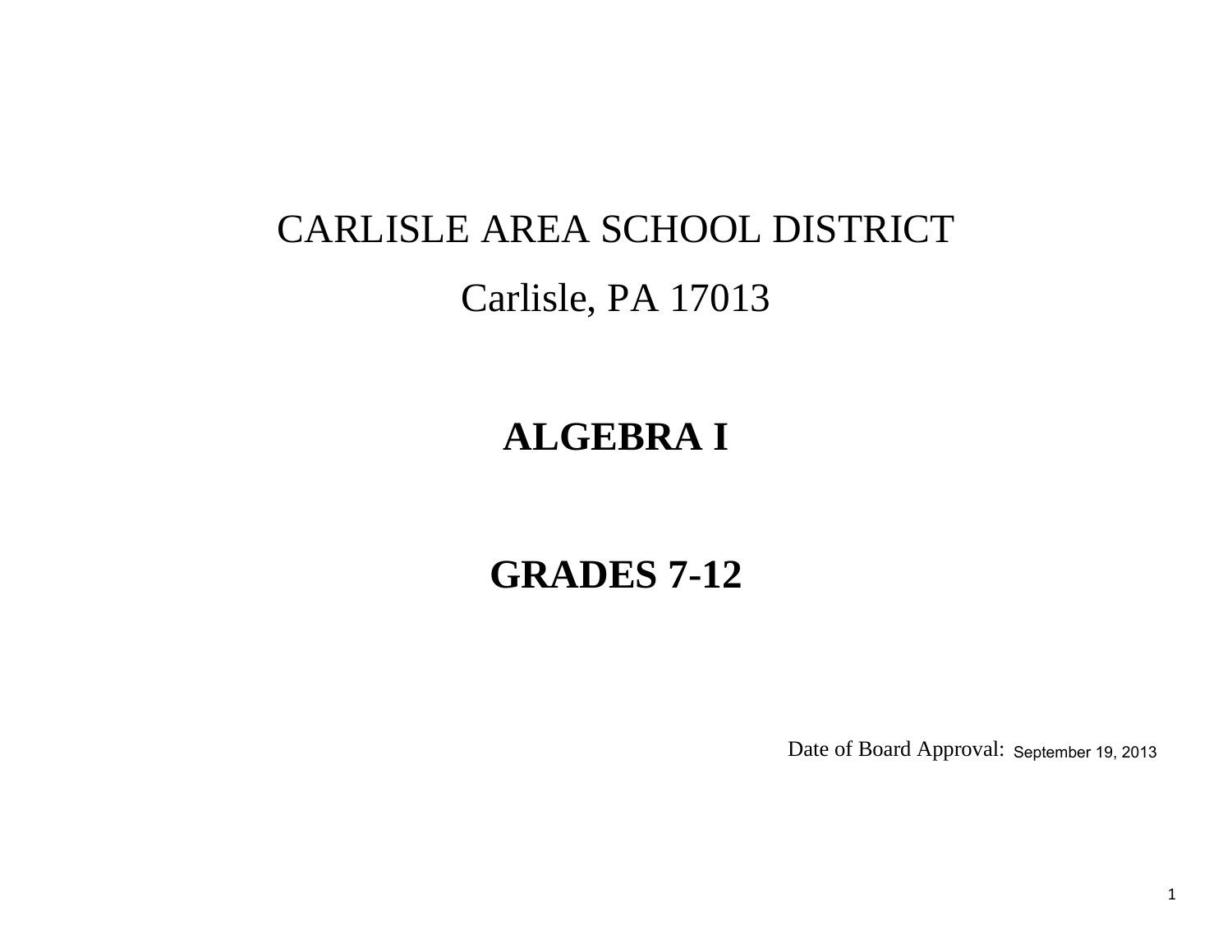CARLISLE AREA SCHOOL DISTRICT

Carlisle, PA 17013

# ALGEBRA I

# GRADES 7-12

Date of Board Approval: September 19, 2013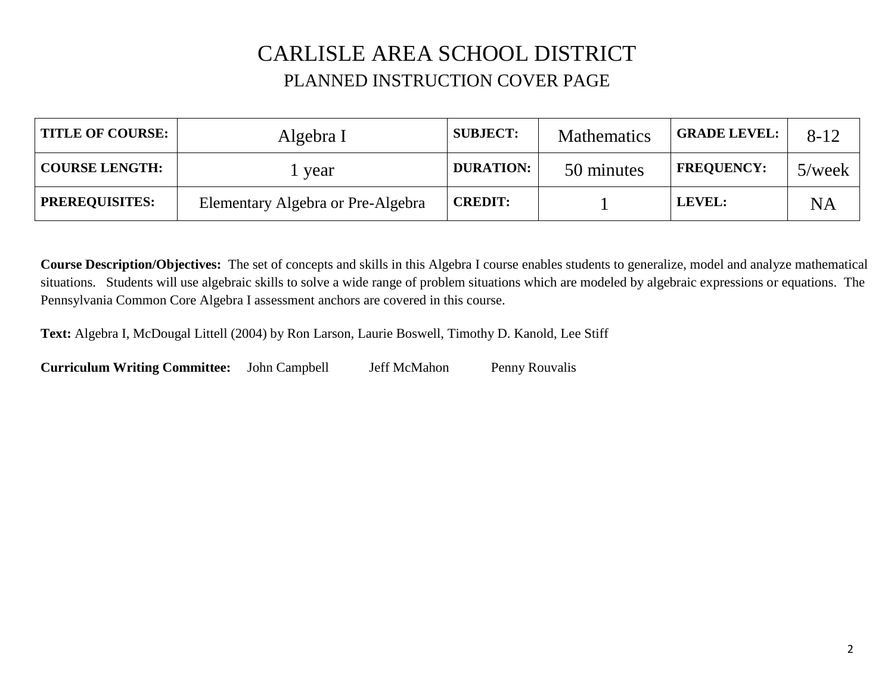# CARLISLE AREA SCHOOL DISTRICT

## PLANNED INSTRUCTION COVER PAGE

| **TITLE OF COURSE:** | Algebra I | **SUBJECT:** | Mathematics | **GRADE LEVEL:** | 8-12 |
|---|---|---|---|---|---|
| **COURSE LENGTH:** | 1 year | **DURATION:** | 50 minutes | **FREQUENCY:** | 5/week |
| **PREREQUISITES:** | Elementary Algebra or Pre-Algebra | **CREDIT:** | 1 | **LEVEL:** | NA |

**Course Description/Objectives:** The set of concepts and skills in this Algebra I course enables students to generalize, model and analyze mathematical situations. Students will use algebraic skills to solve a wide range of problem situations which are modeled by algebraic expressions or equations. The Pennsylvania Common Core Algebra I assessment anchors are covered in this course.

**Text:** Algebra I, McDougal Littell (2004) by Ron Larson, Laurie Boswell, Timothy D. Kanold, Lee Stiff

**Curriculum Writing Committee:** John Campbell Jeff McMahon Penny Rouvalis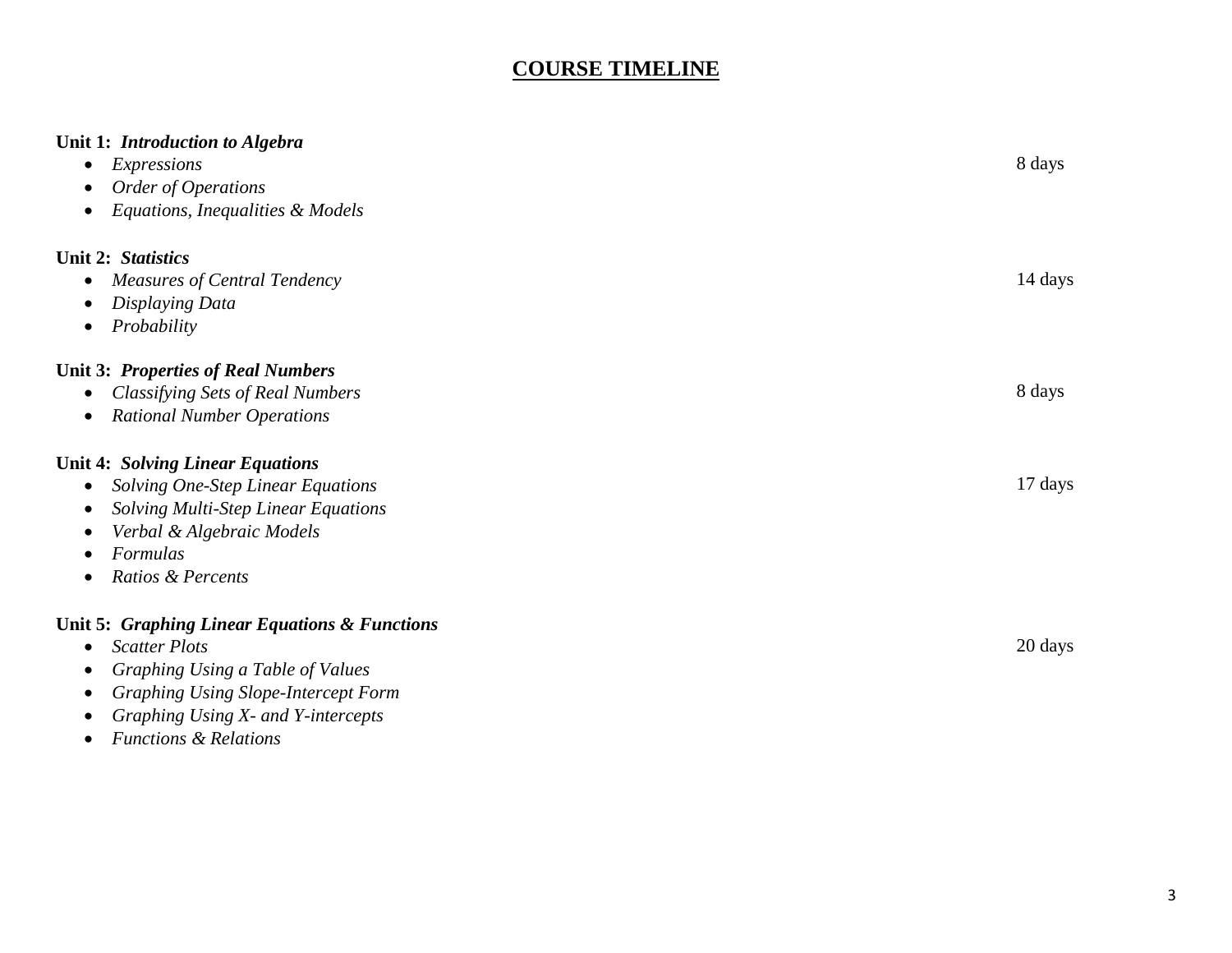# COURSE TIMELINE

**Unit 1:** ***Introduction to Algebra*** — 8 days

- *Expressions*
- *Order of Operations*
- *Equations, Inequalities & Models*

**Unit 2:** ***Statistics*** — 14 days

- *Measures of Central Tendency*
- *Displaying Data*
- *Probability*

**Unit 3:** ***Properties of Real Numbers*** — 8 days

- *Classifying Sets of Real Numbers*
- *Rational Number Operations*

**Unit 4:** ***Solving Linear Equations*** — 17 days

- *Solving One-Step Linear Equations*
- *Solving Multi-Step Linear Equations*
- *Verbal & Algebraic Models*
- *Formulas*
- *Ratios & Percents*

**Unit 5:** ***Graphing Linear Equations & Functions*** — 20 days

- *Scatter Plots*
- *Graphing Using a Table of Values*
- *Graphing Using Slope-Intercept Form*
- *Graphing Using X- and Y-intercepts*
- *Functions & Relations*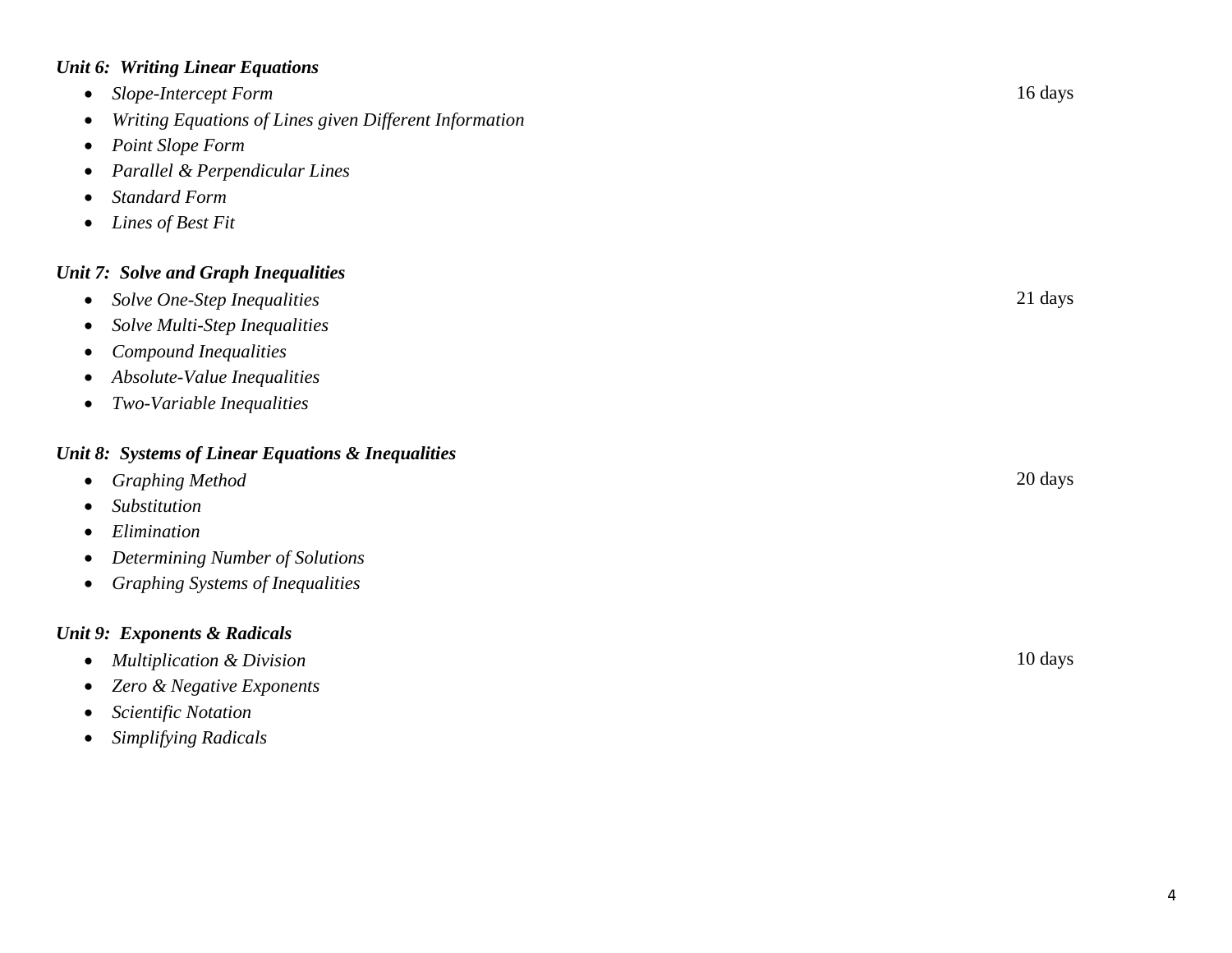***Unit 6: Writing Linear Equations***

- *Slope-Intercept Form* 16 days
- *Writing Equations of Lines given Different Information*
- *Point Slope Form*
- *Parallel & Perpendicular Lines*
- *Standard Form*
- *Lines of Best Fit*

***Unit 7: Solve and Graph Inequalities***

- *Solve One-Step Inequalities* 21 days
- *Solve Multi-Step Inequalities*
- *Compound Inequalities*
- *Absolute-Value Inequalities*
- *Two-Variable Inequalities*

***Unit 8: Systems of Linear Equations & Inequalities***

- *Graphing Method* 20 days
- *Substitution*
- *Elimination*
- *Determining Number of Solutions*
- *Graphing Systems of Inequalities*

***Unit 9: Exponents & Radicals***

- *Multiplication & Division* 10 days
- *Zero & Negative Exponents*
- *Scientific Notation*
- *Simplifying Radicals*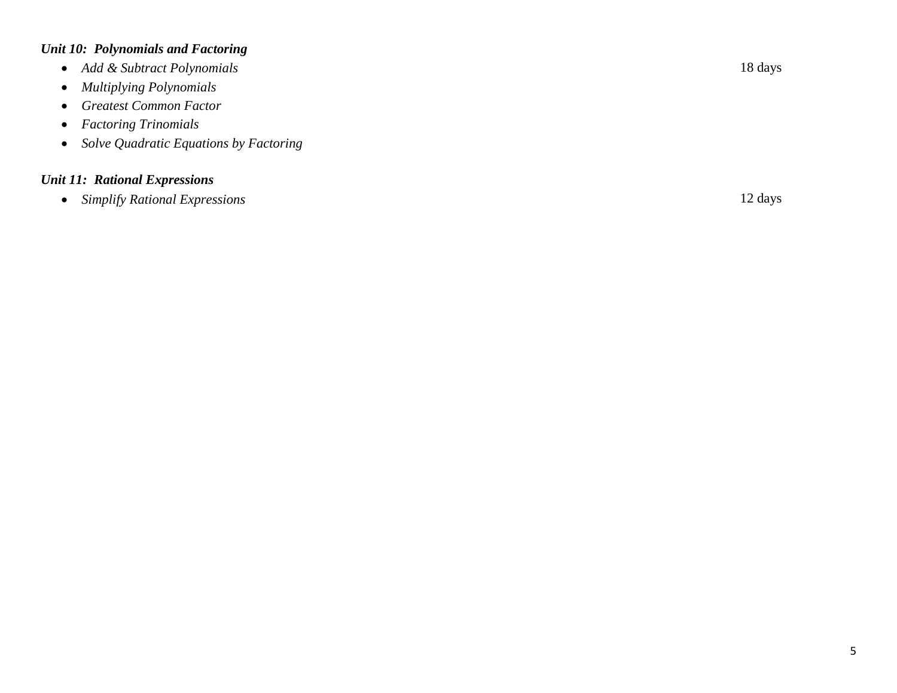***Unit 10: Polynomials and Factoring***

- *Add & Subtract Polynomials* 18 days
- *Multiplying Polynomials*
- *Greatest Common Factor*
- *Factoring Trinomials*
- *Solve Quadratic Equations by Factoring*

***Unit 11: Rational Expressions***

- *Simplify Rational Expressions* 12 days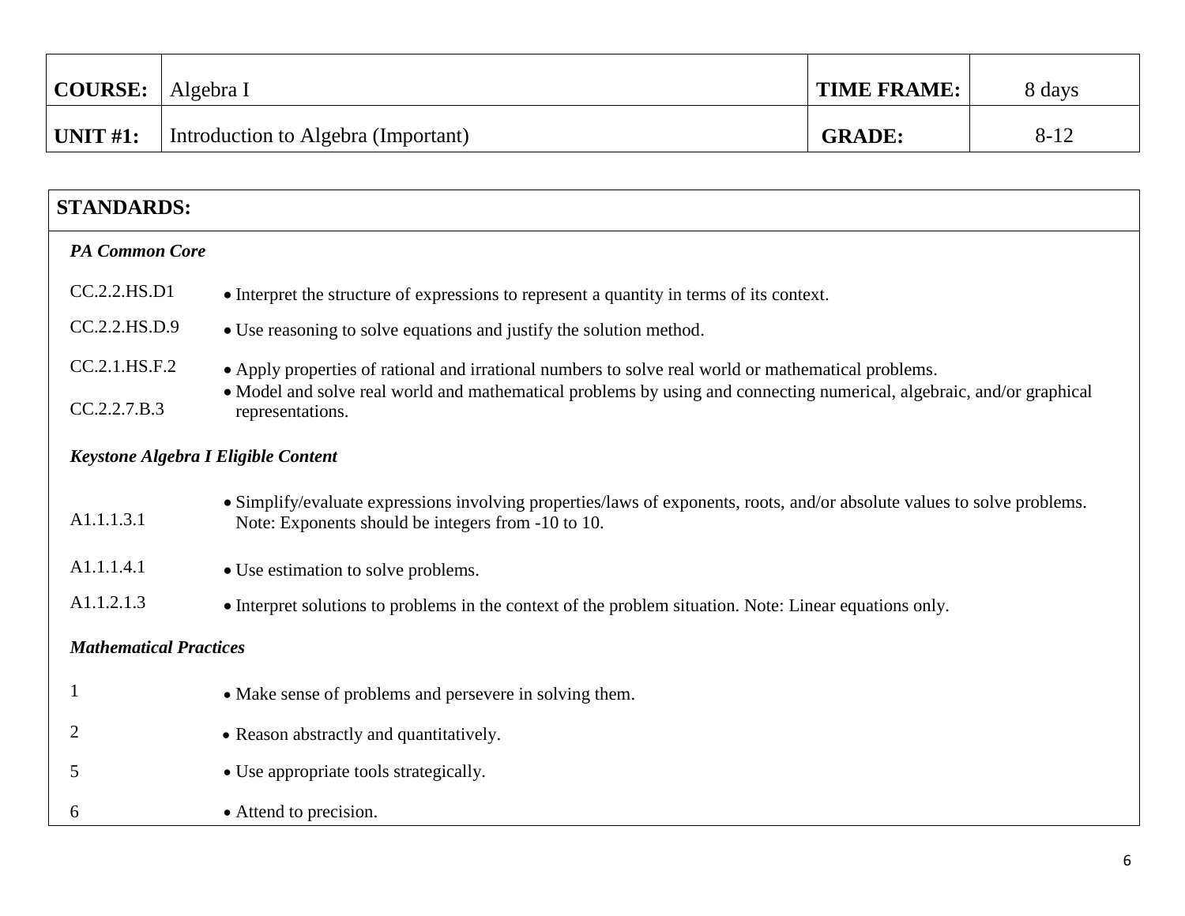| **COURSE:** | Algebra I | **TIME FRAME:** | 8 days |
| --- | --- | --- | --- |
| **UNIT #1:** | Introduction to Algebra (Important) | **GRADE:** | 8-12 |

| **STANDARDS:** | |
| --- | --- |
| ***PA Common Core*** | |
| CC.2.2.HS.D1 | • Interpret the structure of expressions to represent a quantity in terms of its context. |
| CC.2.2.HS.D.9 | • Use reasoning to solve equations and justify the solution method. |
| CC.2.1.HS.F.2 | • Apply properties of rational and irrational numbers to solve real world or mathematical problems. |
| CC.2.2.7.B.3 | • Model and solve real world and mathematical problems by using and connecting numerical, algebraic, and/or graphical representations. |
| ***Keystone Algebra I Eligible Content*** | |
| A1.1.1.3.1 | • Simplify/evaluate expressions involving properties/laws of exponents, roots, and/or absolute values to solve problems. Note: Exponents should be integers from -10 to 10. |
| A1.1.1.4.1 | • Use estimation to solve problems. |
| A1.1.2.1.3 | • Interpret solutions to problems in the context of the problem situation. Note: Linear equations only. |
| ***Mathematical Practices*** | |
| 1 | • Make sense of problems and persevere in solving them. |
| 2 | • Reason abstractly and quantitatively. |
| 5 | • Use appropriate tools strategically. |
| 6 | • Attend to precision. |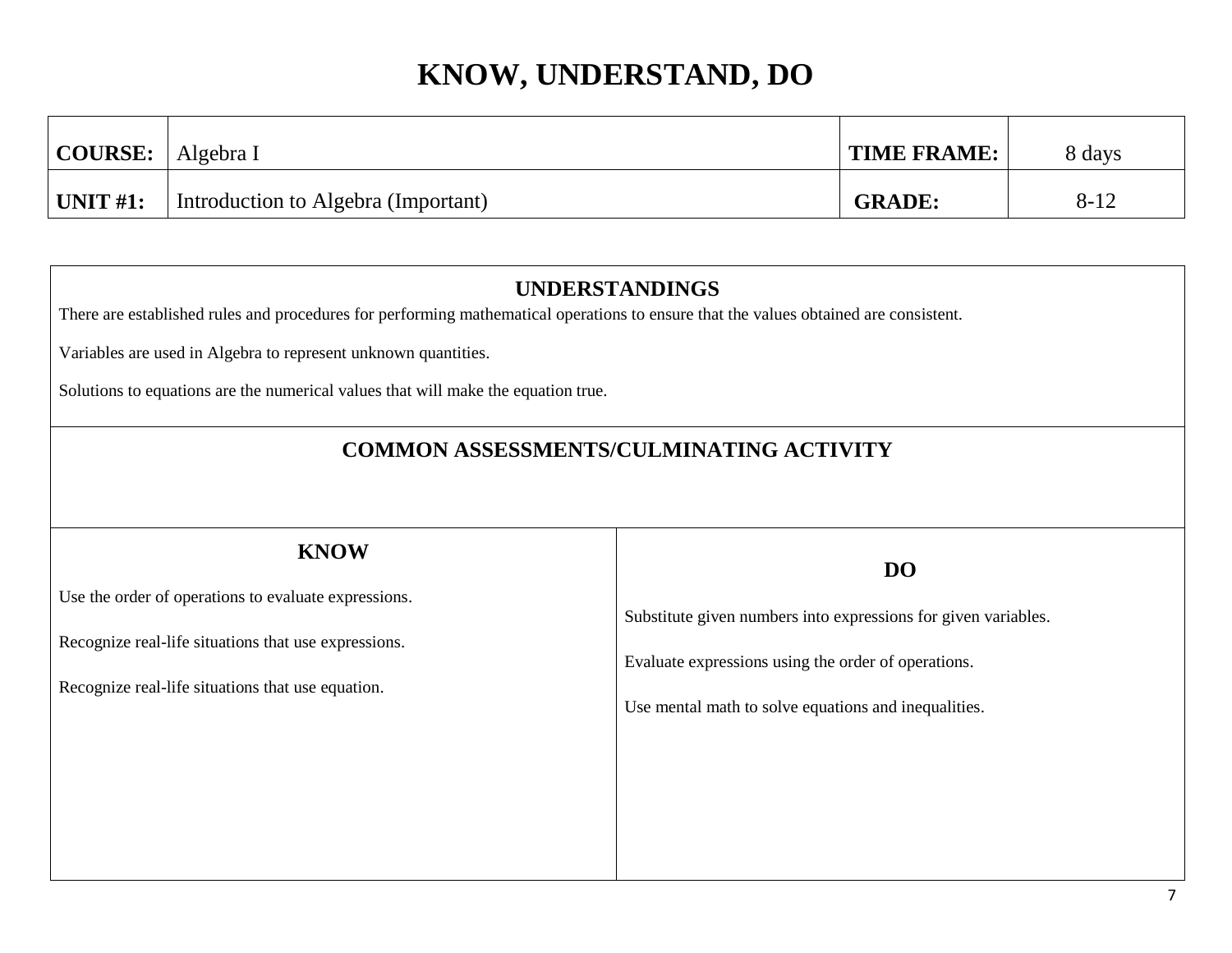# KNOW, UNDERSTAND, DO

| **COURSE:** | Algebra I | **TIME FRAME:** | 8 days |
|---|---|---|---|
| **UNIT #1:** | Introduction to Algebra (Important) | **GRADE:** | 8-12 |

## UNDERSTANDINGS

There are established rules and procedures for performing mathematical operations to ensure that the values obtained are consistent.

Variables are used in Algebra to represent unknown quantities.

Solutions to equations are the numerical values that will make the equation true.

## COMMON ASSESSMENTS/CULMINATING ACTIVITY

| **KNOW** | **DO** |
|---|---|
| Use the order of operations to evaluate expressions. | Substitute given numbers into expressions for given variables. |
| Recognize real-life situations that use expressions. | Evaluate expressions using the order of operations. |
| Recognize real-life situations that use equation. | Use mental math to solve equations and inequalities. |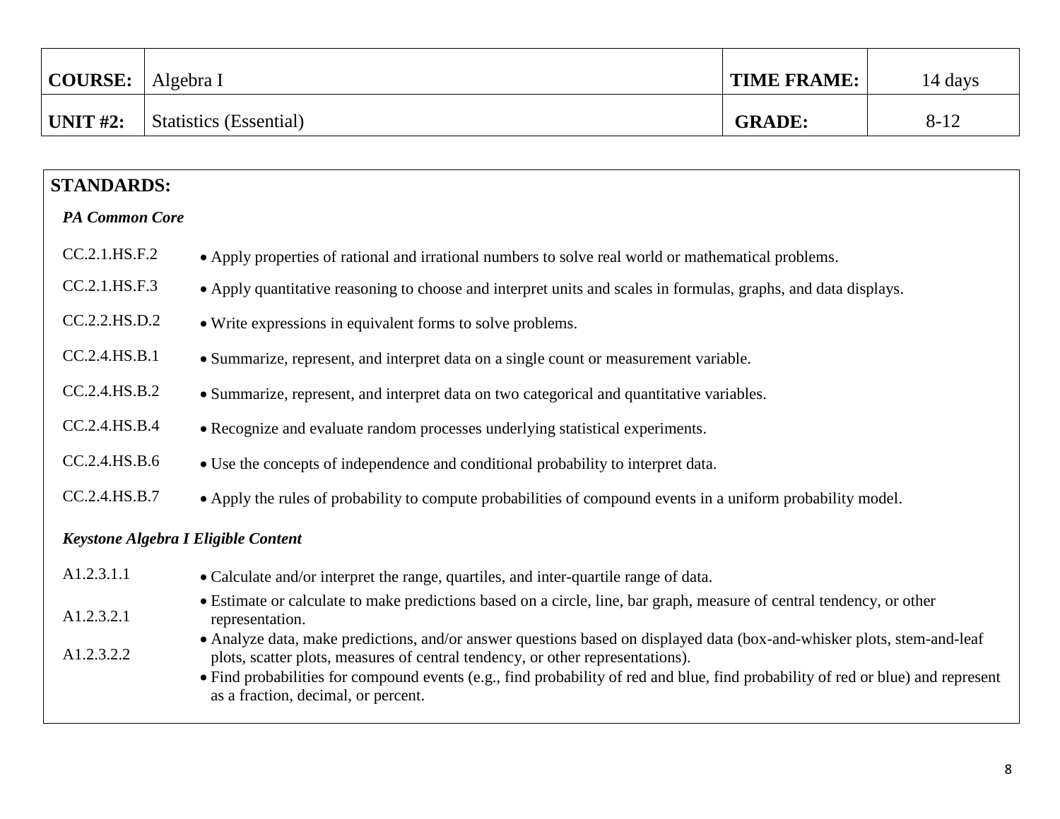| **COURSE:** | Algebra I | **TIME FRAME:** | 14 days |
|---|---|---|---|
| **UNIT #2:** | Statistics (Essential) | **GRADE:** | 8-12 |

**STANDARDS:**

***PA Common Core***

| | |
|---|---|
| CC.2.1.HS.F.2 | • Apply properties of rational and irrational numbers to solve real world or mathematical problems. |
| CC.2.1.HS.F.3 | • Apply quantitative reasoning to choose and interpret units and scales in formulas, graphs, and data displays. |
| CC.2.2.HS.D.2 | • Write expressions in equivalent forms to solve problems. |
| CC.2.4.HS.B.1 | • Summarize, represent, and interpret data on a single count or measurement variable. |
| CC.2.4.HS.B.2 | • Summarize, represent, and interpret data on two categorical and quantitative variables. |
| CC.2.4.HS.B.4 | • Recognize and evaluate random processes underlying statistical experiments. |
| CC.2.4.HS.B.6 | • Use the concepts of independence and conditional probability to interpret data. |
| CC.2.4.HS.B.7 | • Apply the rules of probability to compute probabilities of compound events in a uniform probability model. |

***Keystone Algebra I Eligible Content***

| | |
|---|---|
| A1.2.3.1.1 | • Calculate and/or interpret the range, quartiles, and inter-quartile range of data. |
| A1.2.3.2.1 | • Estimate or calculate to make predictions based on a circle, line, bar graph, measure of central tendency, or other representation. |
| A1.2.3.2.2 | • Analyze data, make predictions, and/or answer questions based on displayed data (box-and-whisker plots, stem-and-leaf plots, scatter plots, measures of central tendency, or other representations). |
| | • Find probabilities for compound events (e.g., find probability of red and blue, find probability of red or blue) and represent as a fraction, decimal, or percent. |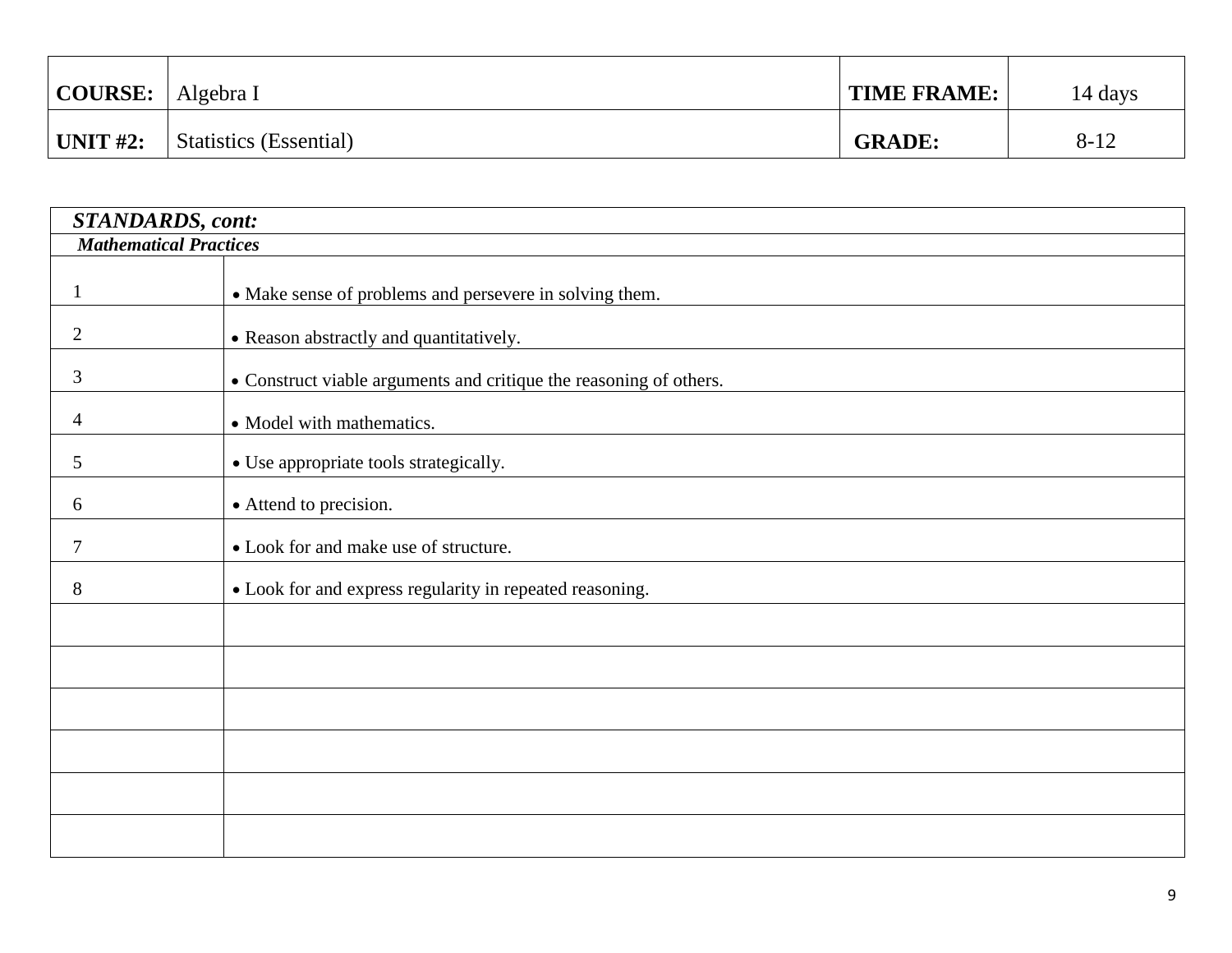| COURSE: | Algebra I | TIME FRAME: | 14 days |
|---|---|---|---|
| UNIT #2: | Statistics (Essential) | GRADE: | 8-12 |

| *STANDARDS, cont:* | |
|---|---|
| ***Mathematical Practices*** | |
| 1 | • Make sense of problems and persevere in solving them. |
| 2 | • Reason abstractly and quantitatively. |
| 3 | • Construct viable arguments and critique the reasoning of others. |
| 4 | • Model with mathematics. |
| 5 | • Use appropriate tools strategically. |
| 6 | • Attend to precision. |
| 7 | • Look for and make use of structure. |
| 8 | • Look for and express regularity in repeated reasoning. |
| | |
| | |
| | |
| | |
| | |
| | |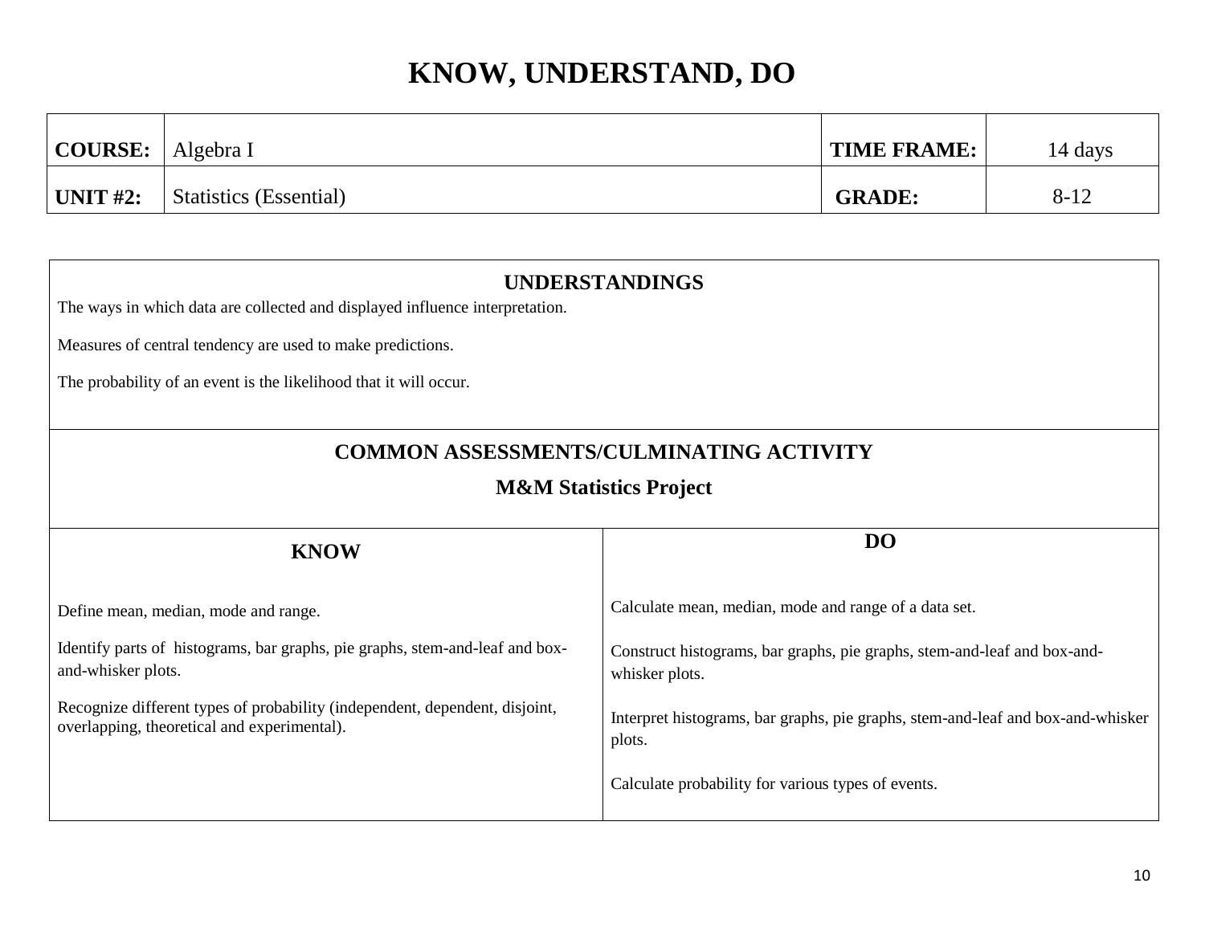# KNOW, UNDERSTAND, DO

| COURSE: | Algebra I | TIME FRAME: | 14 days |
|---|---|---|---|
| UNIT #2: | Statistics (Essential) | GRADE: | 8-12 |

## UNDERSTANDINGS

The ways in which data are collected and displayed influence interpretation.

Measures of central tendency are used to make predictions.

The probability of an event is the likelihood that it will occur.

## COMMON ASSESSMENTS/CULMINATING ACTIVITY

**M&M Statistics Project**

| KNOW | DO |
|---|---|
| Define mean, median, mode and range. | Calculate mean, median, mode and range of a data set. |
| Identify parts of histograms, bar graphs, pie graphs, stem-and-leaf and box-and-whisker plots. | Construct histograms, bar graphs, pie graphs, stem-and-leaf and box-and-whisker plots. |
| Recognize different types of probability (independent, dependent, disjoint, overlapping, theoretical and experimental). | Interpret histograms, bar graphs, pie graphs, stem-and-leaf and box-and-whisker plots. |
| | Calculate probability for various types of events. |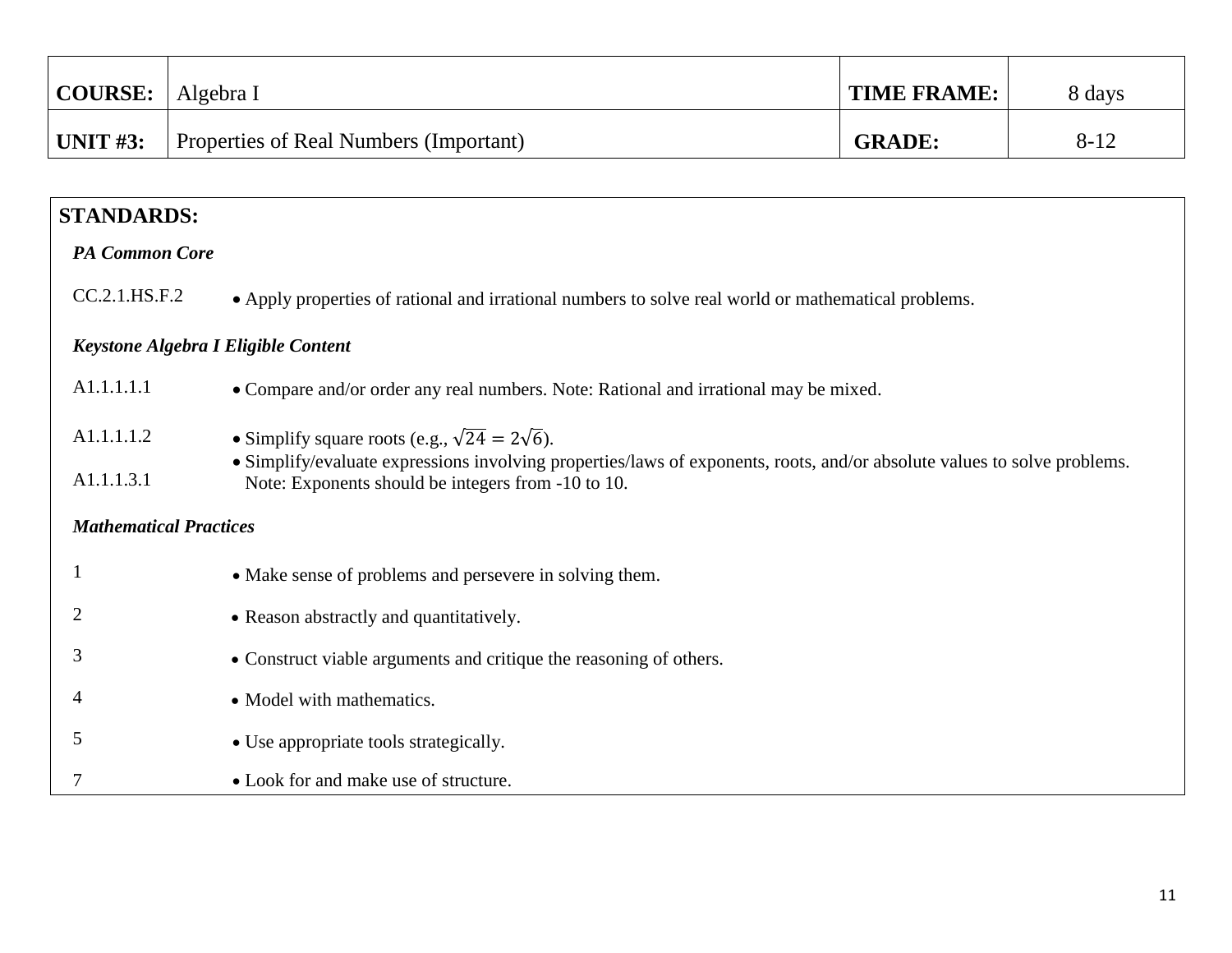| **COURSE:** | Algebra I | **TIME FRAME:** | 8 days |
|---|---|---|---|
| **UNIT #3:** | Properties of Real Numbers (Important) | **GRADE:** | 8-12 |

**STANDARDS:**

***PA Common Core***

| | |
|---|---|
| CC.2.1.HS.F.2 | • Apply properties of rational and irrational numbers to solve real world or mathematical problems. |

***Keystone Algebra I Eligible Content***

| | |
|---|---|
| A1.1.1.1.1 | • Compare and/or order any real numbers. Note: Rational and irrational may be mixed. |
| A1.1.1.1.2 | • Simplify square roots (e.g., $\sqrt{24} = 2\sqrt{6}$). |
| A1.1.1.3.1 | • Simplify/evaluate expressions involving properties/laws of exponents, roots, and/or absolute values to solve problems. Note: Exponents should be integers from -10 to 10. |

***Mathematical Practices***

| | |
|---|---|
| 1 | • Make sense of problems and persevere in solving them. |
| 2 | • Reason abstractly and quantitatively. |
| 3 | • Construct viable arguments and critique the reasoning of others. |
| 4 | • Model with mathematics. |
| 5 | • Use appropriate tools strategically. |
| 7 | • Look for and make use of structure. |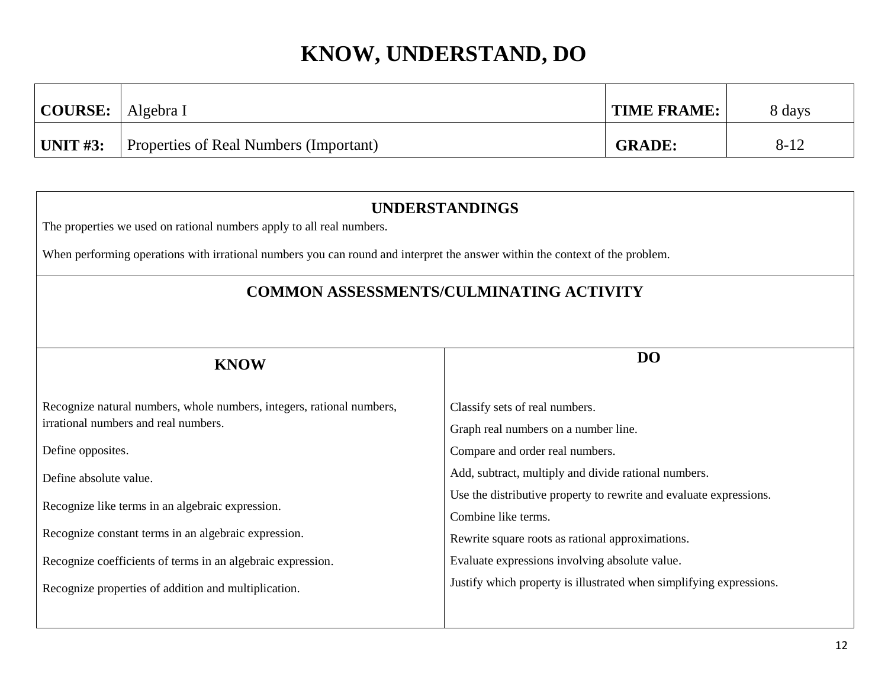# KNOW, UNDERSTAND, DO

| COURSE: | Algebra I | TIME FRAME: | 8 days |
|---|---|---|---|
| UNIT #3: | Properties of Real Numbers (Important) | GRADE: | 8-12 |

## UNDERSTANDINGS

The properties we used on rational numbers apply to all real numbers.

When performing operations with irrational numbers you can round and interpret the answer within the context of the problem.

## COMMON ASSESSMENTS/CULMINATING ACTIVITY

| KNOW | DO |
|---|---|
| Recognize natural numbers, whole numbers, integers, rational numbers, irrational numbers and real numbers. | Classify sets of real numbers. |
| Define opposites. | Graph real numbers on a number line. |
| Define absolute value. | Compare and order real numbers. |
| Recognize like terms in an algebraic expression. | Add, subtract, multiply and divide rational numbers. |
| Recognize constant terms in an algebraic expression. | Use the distributive property to rewrite and evaluate expressions. |
| Recognize coefficients of terms in an algebraic expression. | Combine like terms. |
| Recognize properties of addition and multiplication. | Rewrite square roots as rational approximations. |
| | Evaluate expressions involving absolute value. |
| | Justify which property is illustrated when simplifying expressions. |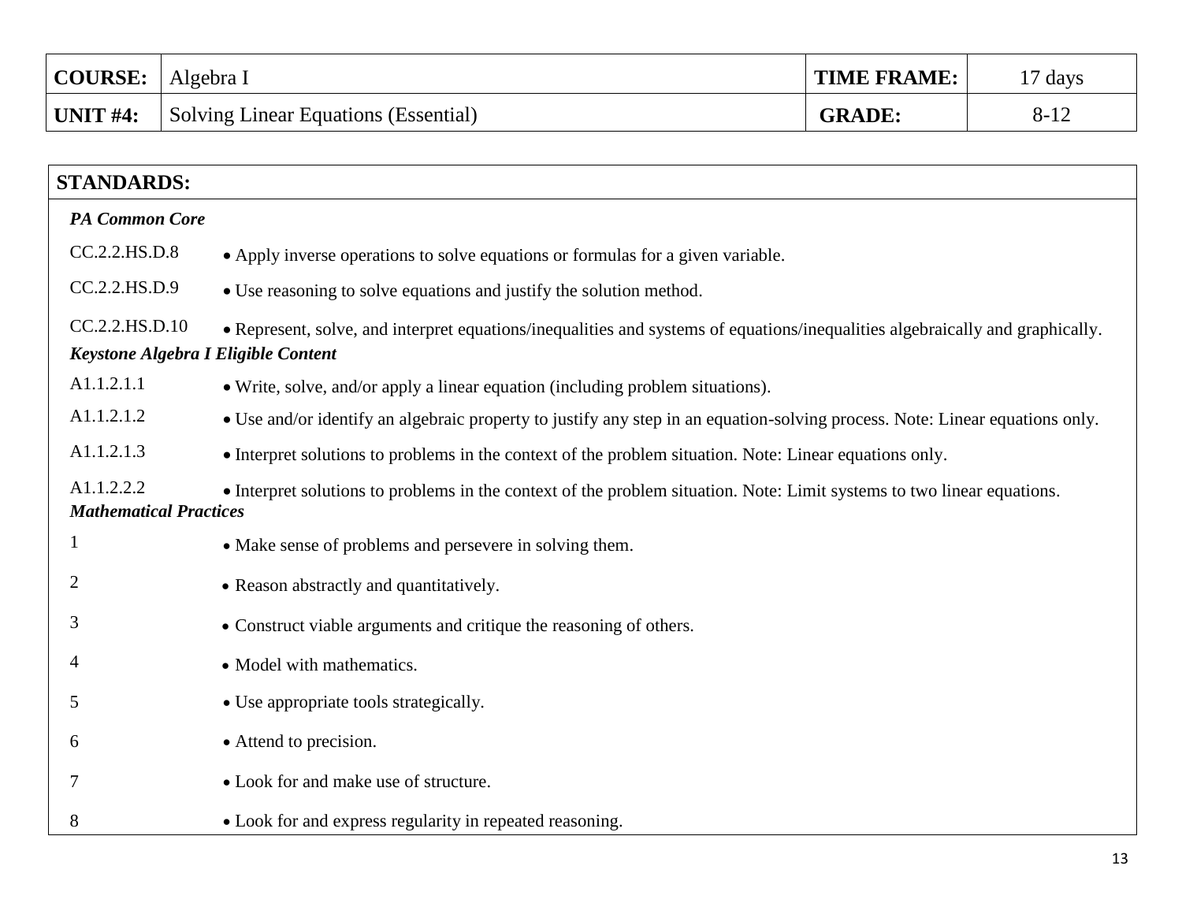| **COURSE:** | Algebra I | **TIME FRAME:** | 17 days |
|---|---|---|---|
| **UNIT #4:** | Solving Linear Equations (Essential) | **GRADE:** | 8-12 |

## STANDARDS:

***PA Common Core***

| | |
|---|---|
| CC.2.2.HS.D.8 | • Apply inverse operations to solve equations or formulas for a given variable. |
| CC.2.2.HS.D.9 | • Use reasoning to solve equations and justify the solution method. |
| CC.2.2.HS.D.10 | • Represent, solve, and interpret equations/inequalities and systems of equations/inequalities algebraically and graphically. |

***Keystone Algebra I Eligible Content***

| | |
|---|---|
| A1.1.2.1.1 | • Write, solve, and/or apply a linear equation (including problem situations). |
| A1.1.2.1.2 | • Use and/or identify an algebraic property to justify any step in an equation-solving process. Note: Linear equations only. |
| A1.1.2.1.3 | • Interpret solutions to problems in the context of the problem situation. Note: Linear equations only. |
| A1.1.2.2.2 | • Interpret solutions to problems in the context of the problem situation. Note: Limit systems to two linear equations. |

***Mathematical Practices***

| | |
|---|---|
| 1 | • Make sense of problems and persevere in solving them. |
| 2 | • Reason abstractly and quantitatively. |
| 3 | • Construct viable arguments and critique the reasoning of others. |
| 4 | • Model with mathematics. |
| 5 | • Use appropriate tools strategically. |
| 6 | • Attend to precision. |
| 7 | • Look for and make use of structure. |
| 8 | • Look for and express regularity in repeated reasoning. |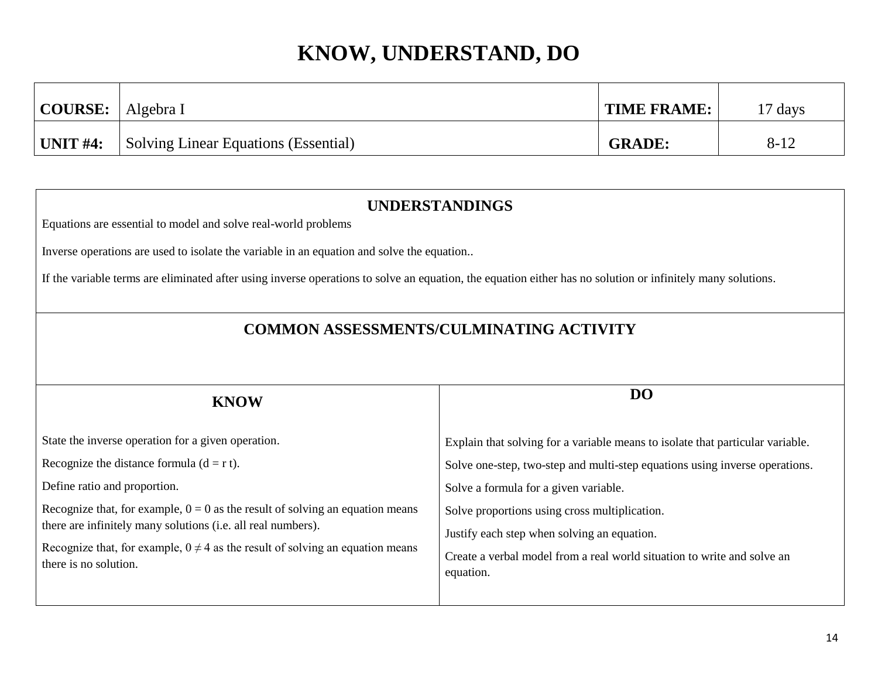# KNOW, UNDERSTAND, DO

| **COURSE:** | Algebra I | **TIME FRAME:** | 17 days |
|---|---|---|---|
| **UNIT #4:** | Solving Linear Equations (Essential) | **GRADE:** | 8-12 |

## UNDERSTANDINGS

Equations are essential to model and solve real-world problems

Inverse operations are used to isolate the variable in an equation and solve the equation..

If the variable terms are eliminated after using inverse operations to solve an equation, the equation either has no solution or infinitely many solutions.

## COMMON ASSESSMENTS/CULMINATING ACTIVITY

## KNOW

State the inverse operation for a given operation.

Recognize the distance formula ($d = r\,t$).

Define ratio and proportion.

Recognize that, for example, $0 = 0$ as the result of solving an equation means there are infinitely many solutions (i.e. all real numbers).

Recognize that, for example, $0 \neq 4$ as the result of solving an equation means there is no solution.

## DO

Explain that solving for a variable means to isolate that particular variable.

Solve one-step, two-step and multi-step equations using inverse operations.

Solve a formula for a given variable.

Solve proportions using cross multiplication.

Justify each step when solving an equation.

Create a verbal model from a real world situation to write and solve an equation.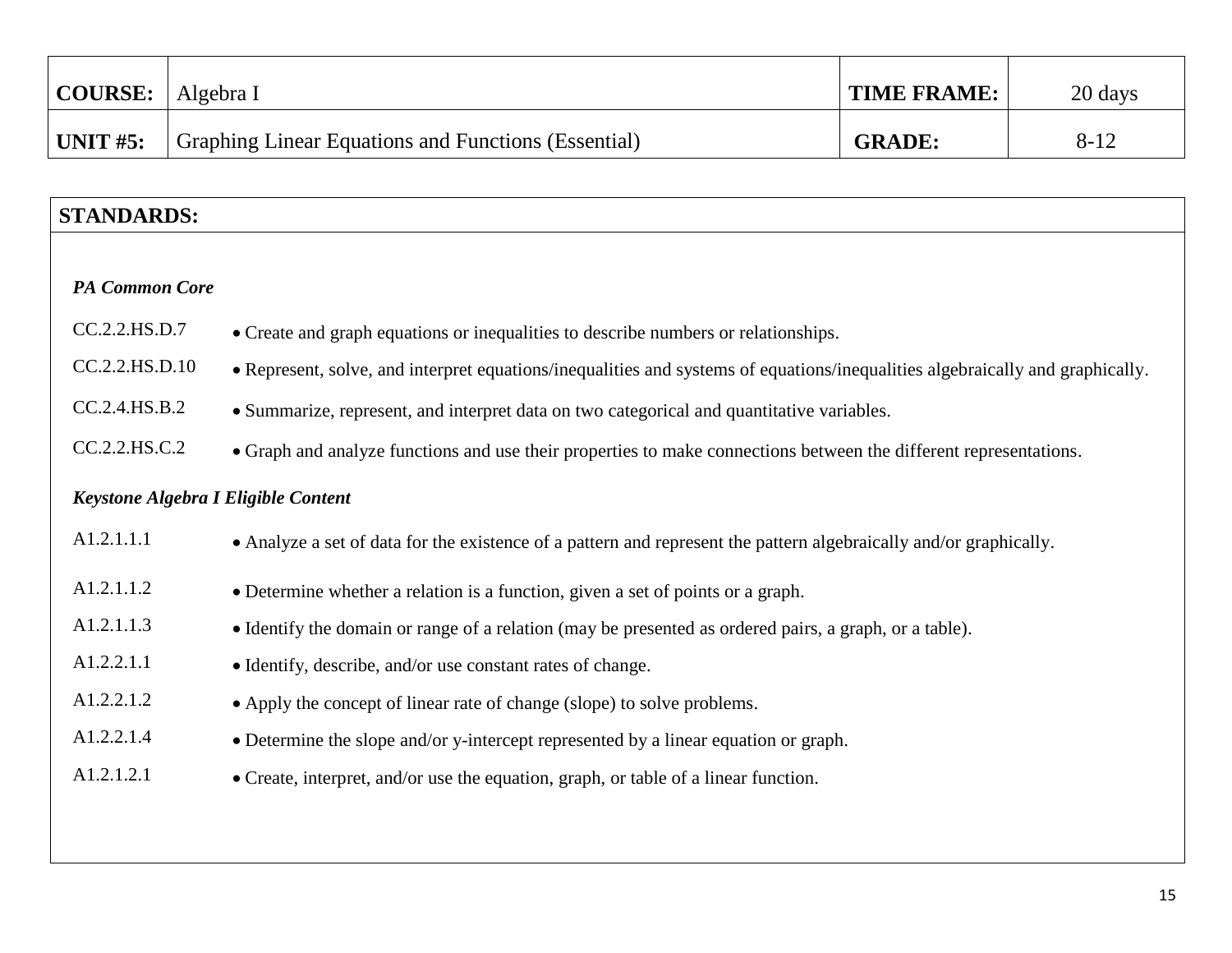| **COURSE:** | Algebra I | **TIME FRAME:** | 20 days |
|---|---|---|---|
| **UNIT #5:** | Graphing Linear Equations and Functions (Essential) | **GRADE:** | 8-12 |

## STANDARDS:

***PA Common Core***

| | |
|---|---|
| CC.2.2.HS.D.7 | • Create and graph equations or inequalities to describe numbers or relationships. |
| CC.2.2.HS.D.10 | • Represent, solve, and interpret equations/inequalities and systems of equations/inequalities algebraically and graphically. |
| CC.2.4.HS.B.2 | • Summarize, represent, and interpret data on two categorical and quantitative variables. |
| CC.2.2.HS.C.2 | • Graph and analyze functions and use their properties to make connections between the different representations. |

***Keystone Algebra I Eligible Content***

| | |
|---|---|
| A1.2.1.1.1 | • Analyze a set of data for the existence of a pattern and represent the pattern algebraically and/or graphically. |
| A1.2.1.1.2 | • Determine whether a relation is a function, given a set of points or a graph. |
| A1.2.1.1.3 | • Identify the domain or range of a relation (may be presented as ordered pairs, a graph, or a table). |
| A1.2.2.1.1 | • Identify, describe, and/or use constant rates of change. |
| A1.2.2.1.2 | • Apply the concept of linear rate of change (slope) to solve problems. |
| A1.2.2.1.4 | • Determine the slope and/or y-intercept represented by a linear equation or graph. |
| A1.2.1.2.1 | • Create, interpret, and/or use the equation, graph, or table of a linear function. |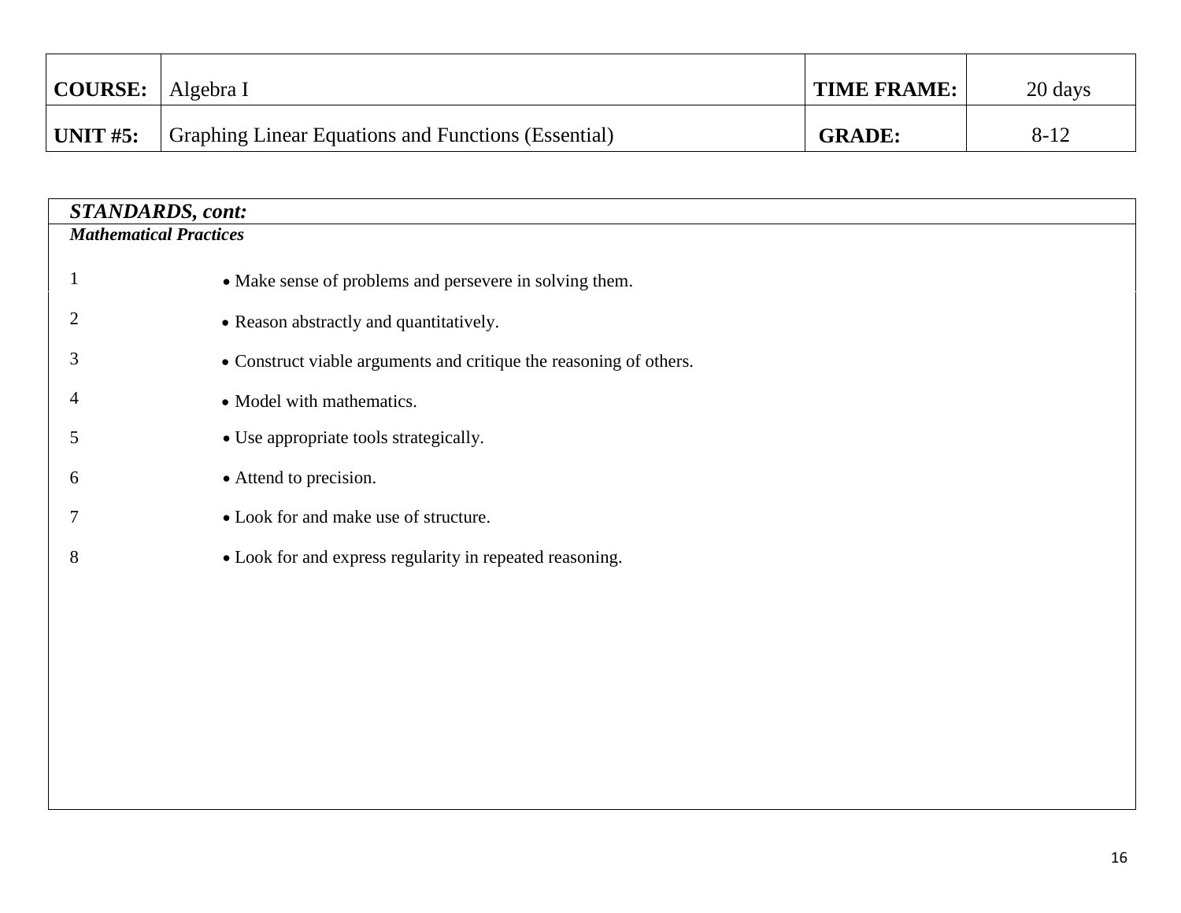| **COURSE:** | Algebra I | **TIME FRAME:** | 20 days |
| --- | --- | --- | --- |
| **UNIT #5:** | Graphing Linear Equations and Functions (Essential) | **GRADE:** | 8-12 |

| ***STANDARDS, cont:*** | |
| --- | --- |
| ***Mathematical Practices*** | |
| 1 | • Make sense of problems and persevere in solving them. |
| 2 | • Reason abstractly and quantitatively. |
| 3 | • Construct viable arguments and critique the reasoning of others. |
| 4 | • Model with mathematics. |
| 5 | • Use appropriate tools strategically. |
| 6 | • Attend to precision. |
| 7 | • Look for and make use of structure. |
| 8 | • Look for and express regularity in repeated reasoning. |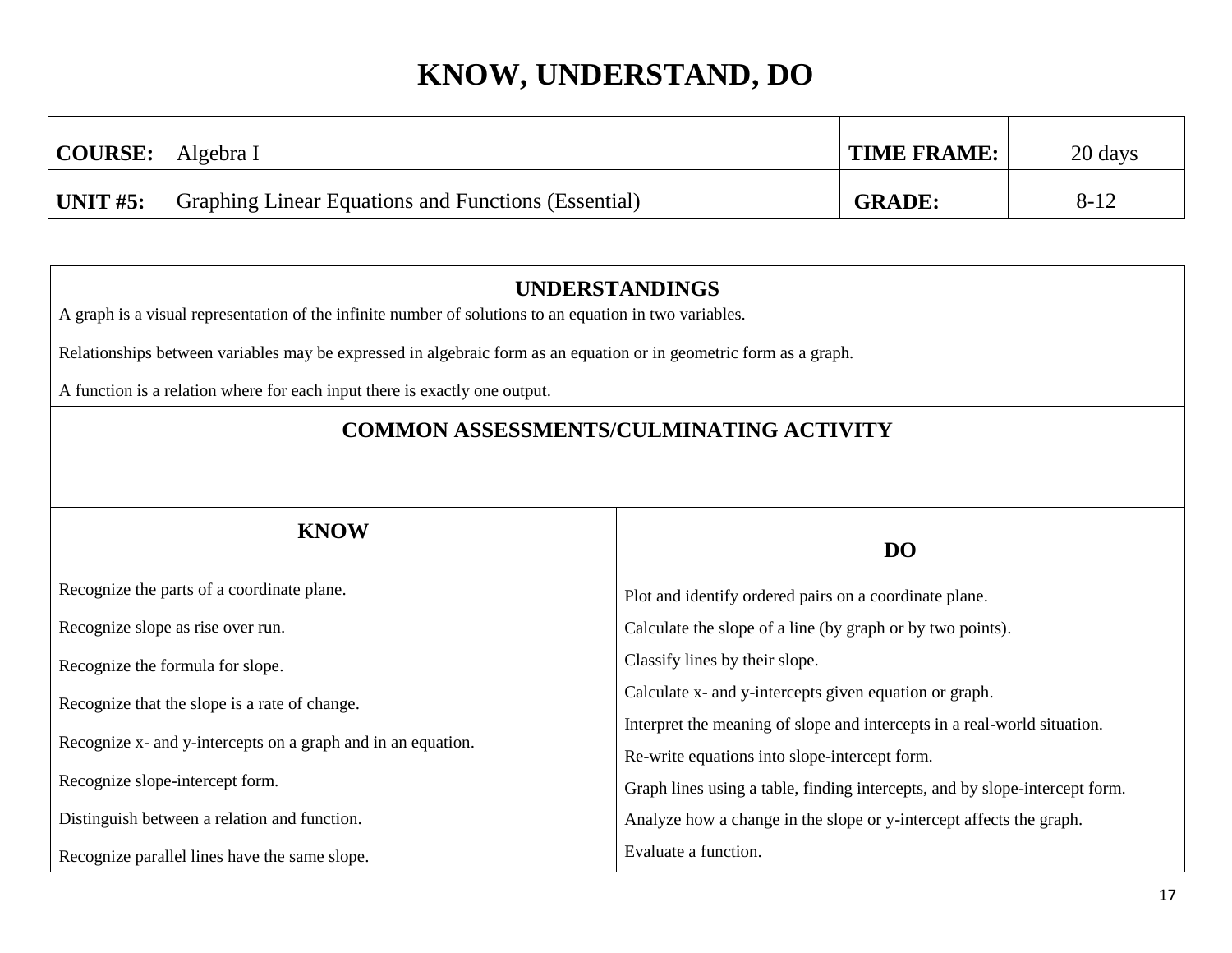# KNOW, UNDERSTAND, DO

| **COURSE:** | Algebra I | **TIME FRAME:** | 20 days |
|---|---|---|---|
| **UNIT #5:** | Graphing Linear Equations and Functions (Essential) | **GRADE:** | 8-12 |

## UNDERSTANDINGS

A graph is a visual representation of the infinite number of solutions to an equation in two variables.

Relationships between variables may be expressed in algebraic form as an equation or in geometric form as a graph.

A function is a relation where for each input there is exactly one output.

## COMMON ASSESSMENTS/CULMINATING ACTIVITY

| **KNOW** | **DO** |
|---|---|
| Recognize the parts of a coordinate plane. | Plot and identify ordered pairs on a coordinate plane. |
| Recognize slope as rise over run. | Calculate the slope of a line (by graph or by two points). |
| Recognize the formula for slope. | Classify lines by their slope. |
| Recognize that the slope is a rate of change. | Calculate x- and y-intercepts given equation or graph. |
| Recognize x- and y-intercepts on a graph and in an equation. | Interpret the meaning of slope and intercepts in a real-world situation. |
| Recognize slope-intercept form. | Re-write equations into slope-intercept form. |
| Distinguish between a relation and function. | Graph lines using a table, finding intercepts, and by slope-intercept form. |
| Recognize parallel lines have the same slope. | Analyze how a change in the slope or y-intercept affects the graph. |
| | Evaluate a function. |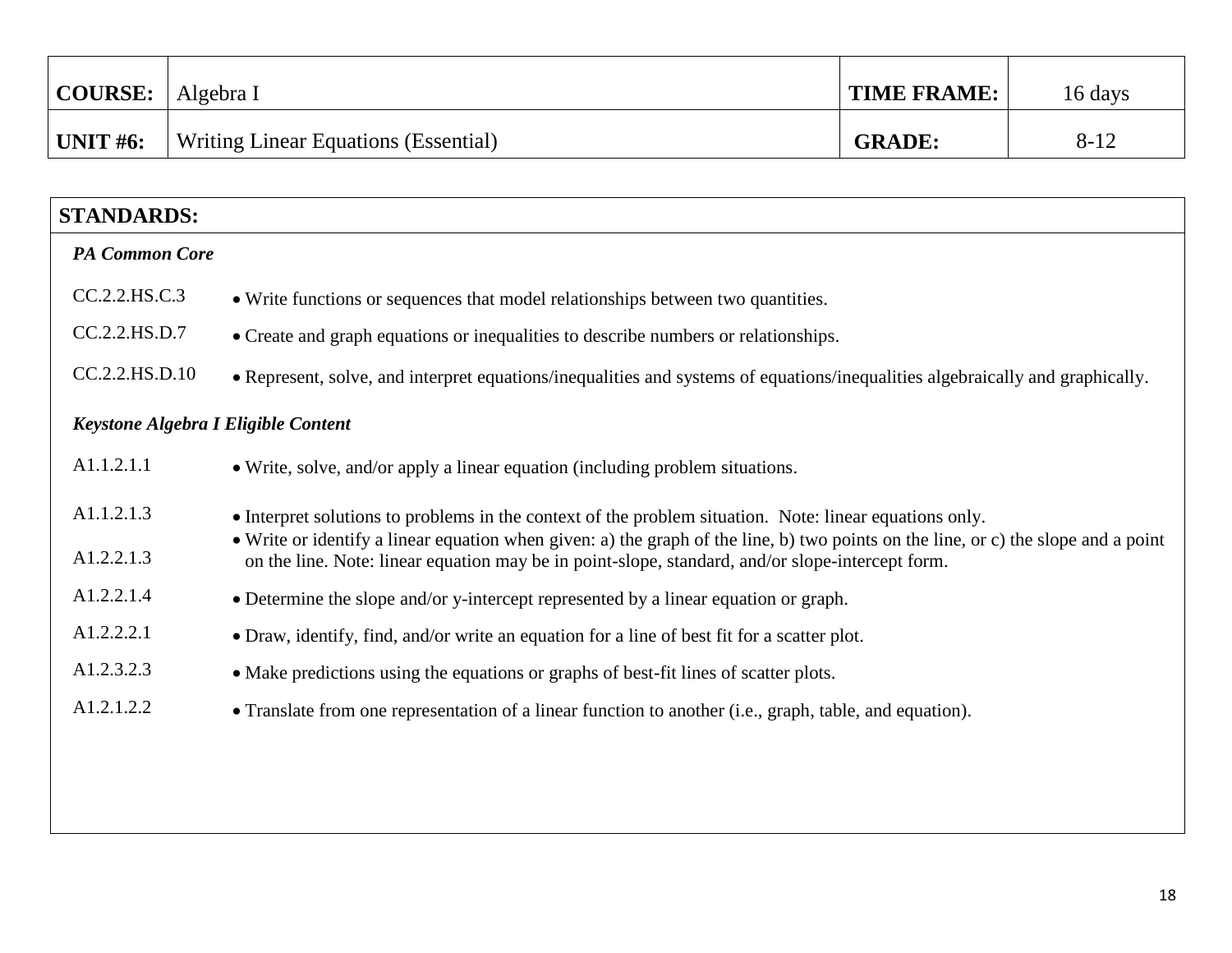| **COURSE:** | Algebra I | **TIME FRAME:** | 16 days |
| --- | --- | --- | --- |
| **UNIT #6:** | Writing Linear Equations (Essential) | **GRADE:** | 8-12 |

| **STANDARDS:** | |
| --- | --- |
| ***PA Common Core*** | |
| CC.2.2.HS.C.3 | • Write functions or sequences that model relationships between two quantities. |
| CC.2.2.HS.D.7 | • Create and graph equations or inequalities to describe numbers or relationships. |
| CC.2.2.HS.D.10 | • Represent, solve, and interpret equations/inequalities and systems of equations/inequalities algebraically and graphically. |
| ***Keystone Algebra I Eligible Content*** | |
| A1.1.2.1.1 | • Write, solve, and/or apply a linear equation (including problem situations. |
| A1.1.2.1.3 | • Interpret solutions to problems in the context of the problem situation. Note: linear equations only. |
| A1.2.2.1.3 | • Write or identify a linear equation when given: a) the graph of the line, b) two points on the line, or c) the slope and a point on the line. Note: linear equation may be in point-slope, standard, and/or slope-intercept form. |
| A1.2.2.1.4 | • Determine the slope and/or y-intercept represented by a linear equation or graph. |
| A1.2.2.2.1 | • Draw, identify, find, and/or write an equation for a line of best fit for a scatter plot. |
| A1.2.3.2.3 | • Make predictions using the equations or graphs of best-fit lines of scatter plots. |
| A1.2.1.2.2 | • Translate from one representation of a linear function to another (i.e., graph, table, and equation). |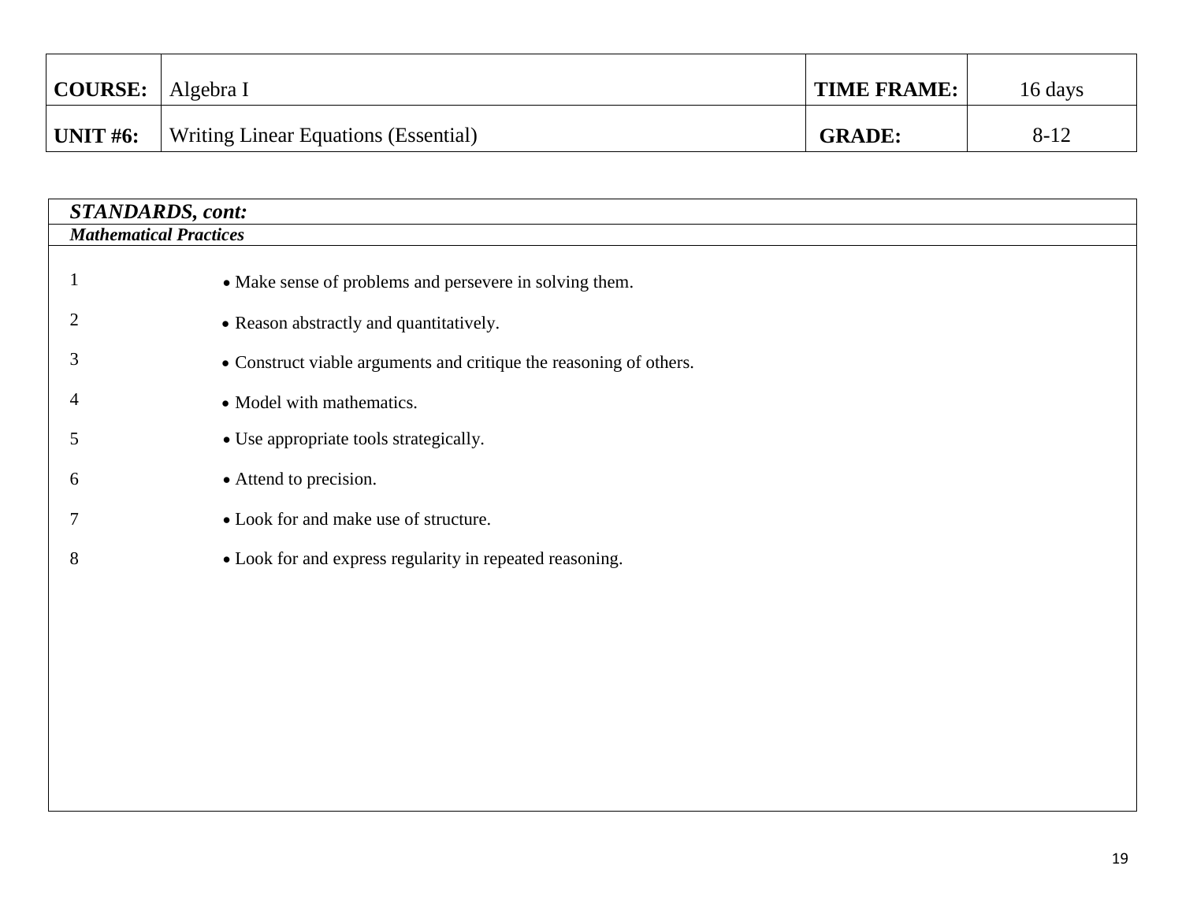| COURSE: | Algebra I | TIME FRAME: | 16 days |
| --- | --- | --- | --- |
| UNIT #6: | Writing Linear Equations (Essential) | GRADE: | 8-12 |

| ***STANDARDS, cont:*** | |
| --- | --- |
| ***Mathematical Practices*** | |
| 1 | • Make sense of problems and persevere in solving them. |
| 2 | • Reason abstractly and quantitatively. |
| 3 | • Construct viable arguments and critique the reasoning of others. |
| 4 | • Model with mathematics. |
| 5 | • Use appropriate tools strategically. |
| 6 | • Attend to precision. |
| 7 | • Look for and make use of structure. |
| 8 | • Look for and express regularity in repeated reasoning. |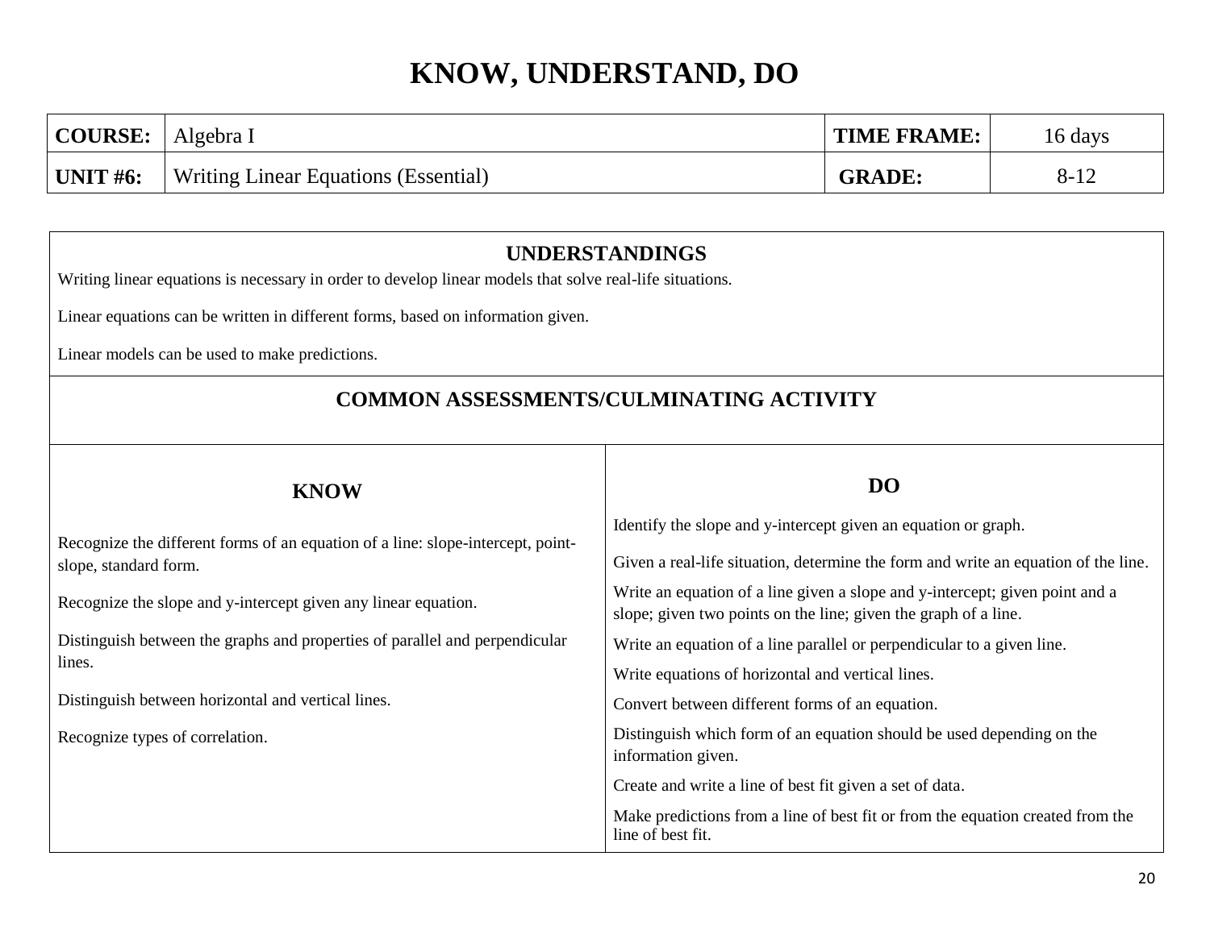# KNOW, UNDERSTAND, DO

| COURSE: | Algebra I | TIME FRAME: | 16 days |
|---|---|---|---|
| **UNIT #6:** | Writing Linear Equations (Essential) | **GRADE:** | 8-12 |

## UNDERSTANDINGS

Writing linear equations is necessary in order to develop linear models that solve real-life situations.

Linear equations can be written in different forms, based on information given.

Linear models can be used to make predictions.

## COMMON ASSESSMENTS/CULMINATING ACTIVITY

| KNOW | DO |
|---|---|
| Recognize the different forms of an equation of a line: slope-intercept, point-slope, standard form.<br><br>Recognize the slope and y-intercept given any linear equation.<br><br>Distinguish between the graphs and properties of parallel and perpendicular lines.<br><br>Distinguish between horizontal and vertical lines.<br><br>Recognize types of correlation. | Identify the slope and y-intercept given an equation or graph.<br><br>Given a real-life situation, determine the form and write an equation of the line.<br><br>Write an equation of a line given a slope and y-intercept; given point and a slope; given two points on the line; given the graph of a line.<br><br>Write an equation of a line parallel or perpendicular to a given line.<br><br>Write equations of horizontal and vertical lines.<br><br>Convert between different forms of an equation.<br><br>Distinguish which form of an equation should be used depending on the information given.<br><br>Create and write a line of best fit given a set of data.<br><br>Make predictions from a line of best fit or from the equation created from the line of best fit. |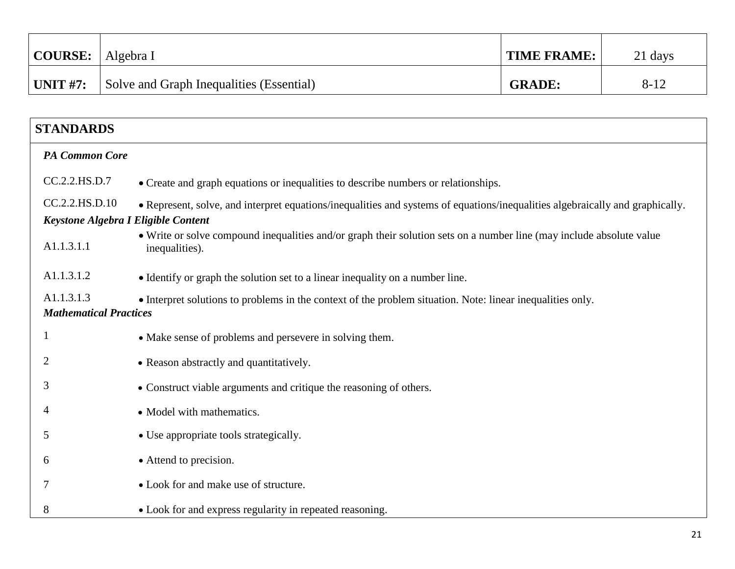| **COURSE:** | Algebra I | **TIME FRAME:** | 21 days |
|---|---|---|---|
| **UNIT #7:** | Solve and Graph Inequalities (Essential) | **GRADE:** | 8-12 |

## STANDARDS

***PA Common Core***

| | |
|---|---|
| CC.2.2.HS.D.7 | • Create and graph equations or inequalities to describe numbers or relationships. |
| CC.2.2.HS.D.10 | • Represent, solve, and interpret equations/inequalities and systems of equations/inequalities algebraically and graphically. |

***Keystone Algebra I Eligible Content***

| | |
|---|---|
| A1.1.3.1.1 | • Write or solve compound inequalities and/or graph their solution sets on a number line (may include absolute value inequalities). |
| A1.1.3.1.2 | • Identify or graph the solution set to a linear inequality on a number line. |
| A1.1.3.1.3 | • Interpret solutions to problems in the context of the problem situation. Note: linear inequalities only. |

***Mathematical Practices***

| | |
|---|---|
| 1 | • Make sense of problems and persevere in solving them. |
| 2 | • Reason abstractly and quantitatively. |
| 3 | • Construct viable arguments and critique the reasoning of others. |
| 4 | • Model with mathematics. |
| 5 | • Use appropriate tools strategically. |
| 6 | • Attend to precision. |
| 7 | • Look for and make use of structure. |
| 8 | • Look for and express regularity in repeated reasoning. |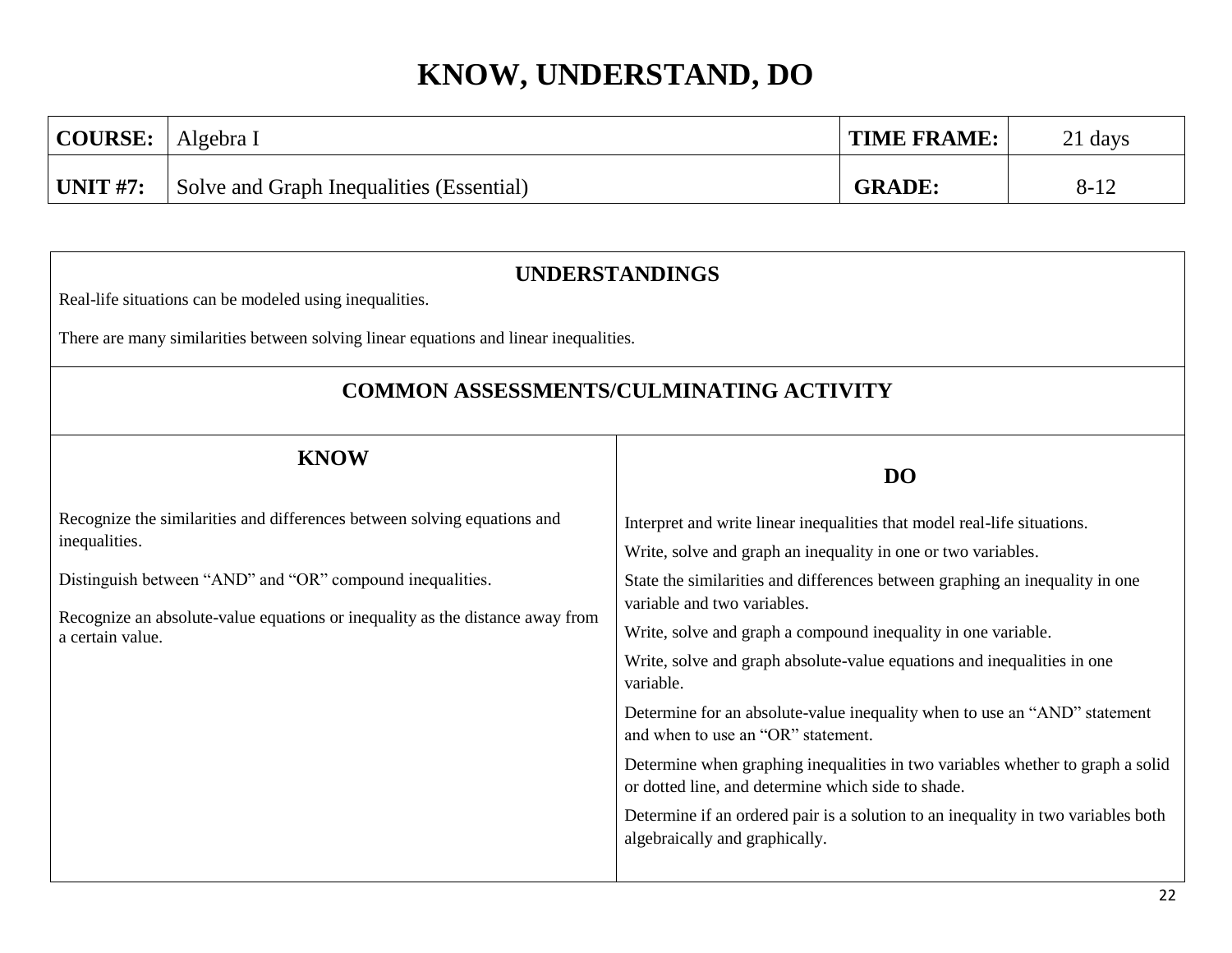# KNOW, UNDERSTAND, DO

| **COURSE:** | Algebra I | **TIME FRAME:** | 21 days |
|---|---|---|---|
| **UNIT #7:** | Solve and Graph Inequalities (Essential) | **GRADE:** | 8-12 |

## UNDERSTANDINGS

Real-life situations can be modeled using inequalities.

There are many similarities between solving linear equations and linear inequalities.

## COMMON ASSESSMENTS/CULMINATING ACTIVITY

| KNOW | DO |
|---|---|
| Recognize the similarities and differences between solving equations and inequalities.<br><br>Distinguish between "AND" and "OR" compound inequalities.<br><br>Recognize an absolute-value equations or inequality as the distance away from a certain value. | Interpret and write linear inequalities that model real-life situations.<br><br>Write, solve and graph an inequality in one or two variables.<br><br>State the similarities and differences between graphing an inequality in one variable and two variables.<br><br>Write, solve and graph a compound inequality in one variable.<br><br>Write, solve and graph absolute-value equations and inequalities in one variable.<br><br>Determine for an absolute-value inequality when to use an "AND" statement and when to use an "OR" statement.<br><br>Determine when graphing inequalities in two variables whether to graph a solid or dotted line, and determine which side to shade.<br><br>Determine if an ordered pair is a solution to an inequality in two variables both algebraically and graphically. |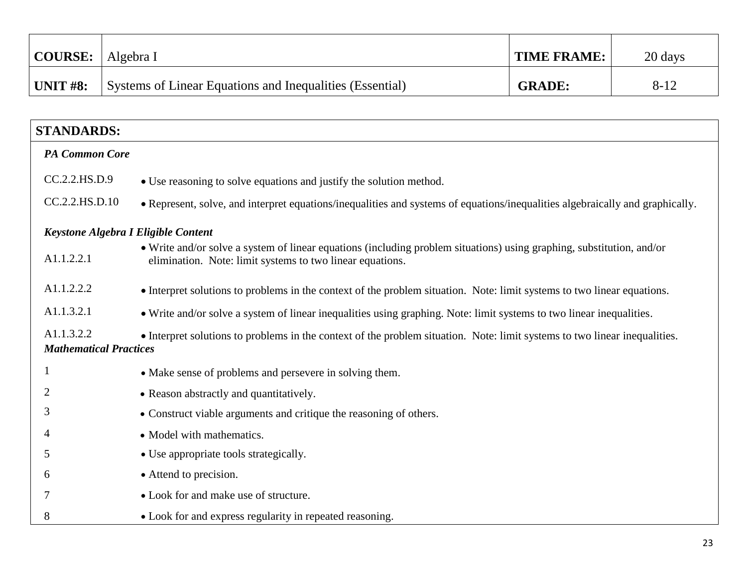| **COURSE:** | Algebra I | **TIME FRAME:** | 20 days |
|---|---|---|---|
| **UNIT #8:** | Systems of Linear Equations and Inequalities (Essential) | **GRADE:** | 8-12 |

## STANDARDS:

***PA Common Core***

| | |
|---|---|
| CC.2.2.HS.D.9 | • Use reasoning to solve equations and justify the solution method. |
| CC.2.2.HS.D.10 | • Represent, solve, and interpret equations/inequalities and systems of equations/inequalities algebraically and graphically. |

***Keystone Algebra I Eligible Content***

| | |
|---|---|
| A1.1.2.2.1 | • Write and/or solve a system of linear equations (including problem situations) using graphing, substitution, and/or elimination. Note: limit systems to two linear equations. |
| A1.1.2.2.2 | • Interpret solutions to problems in the context of the problem situation. Note: limit systems to two linear equations. |
| A1.1.3.2.1 | • Write and/or solve a system of linear inequalities using graphing. Note: limit systems to two linear inequalities. |
| A1.1.3.2.2 | • Interpret solutions to problems in the context of the problem situation. Note: limit systems to two linear inequalities. |

***Mathematical Practices***

| | |
|---|---|
| 1 | • Make sense of problems and persevere in solving them. |
| 2 | • Reason abstractly and quantitatively. |
| 3 | • Construct viable arguments and critique the reasoning of others. |
| 4 | • Model with mathematics. |
| 5 | • Use appropriate tools strategically. |
| 6 | • Attend to precision. |
| 7 | • Look for and make use of structure. |
| 8 | • Look for and express regularity in repeated reasoning. |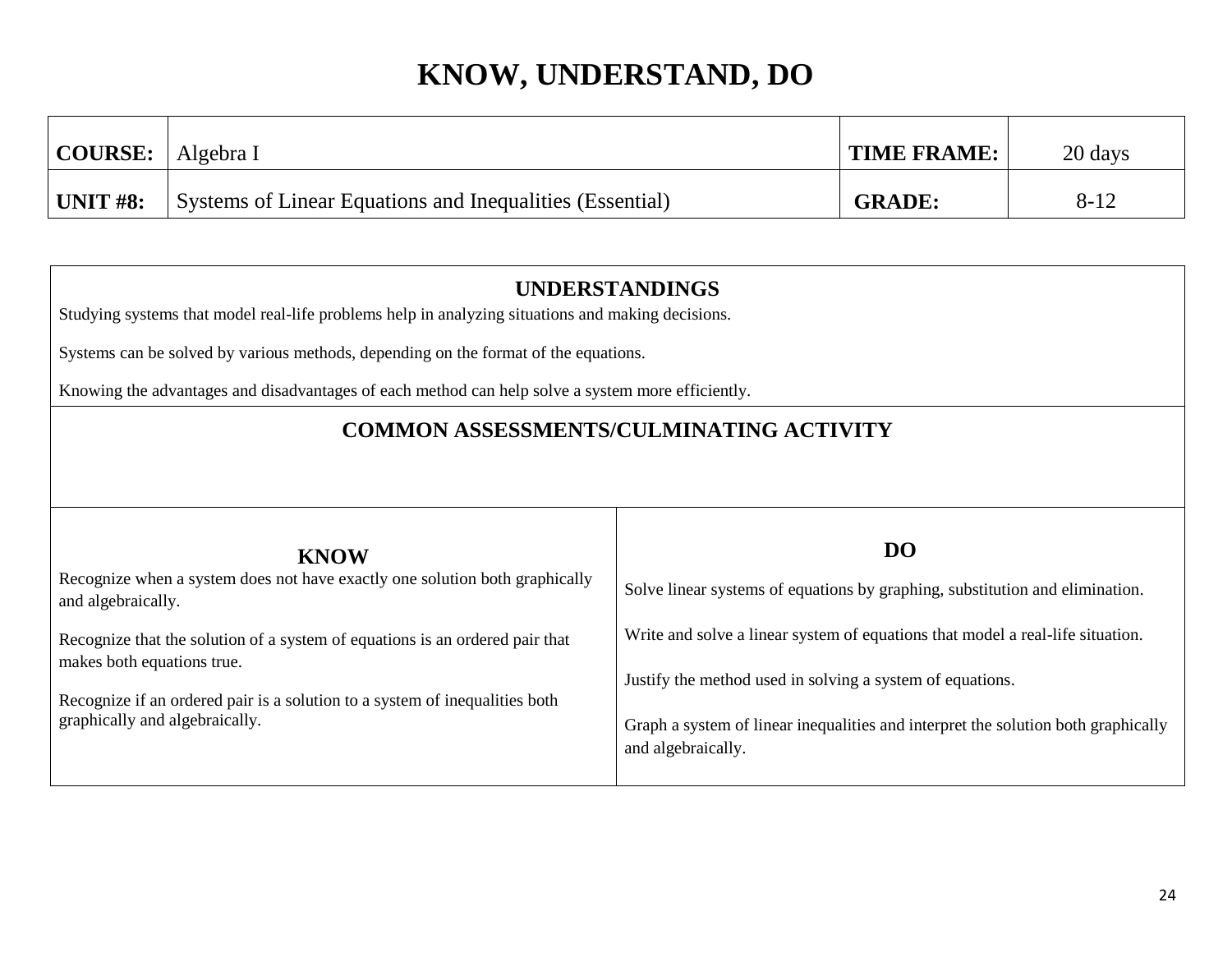# KNOW, UNDERSTAND, DO

| **COURSE:** | Algebra I | **TIME FRAME:** | 20 days |
|---|---|---|---|
| **UNIT #8:** | Systems of Linear Equations and Inequalities (Essential) | **GRADE:** | 8-12 |

## UNDERSTANDINGS

Studying systems that model real-life problems help in analyzing situations and making decisions.

Systems can be solved by various methods, depending on the format of the equations.

Knowing the advantages and disadvantages of each method can help solve a system more efficiently.

## COMMON ASSESSMENTS/CULMINATING ACTIVITY

| **KNOW** | **DO** |
|---|---|
| Recognize when a system does not have exactly one solution both graphically and algebraically. | Solve linear systems of equations by graphing, substitution and elimination. |
| Recognize that the solution of a system of equations is an ordered pair that makes both equations true. | Write and solve a linear system of equations that model a real-life situation. |
| Recognize if an ordered pair is a solution to a system of inequalities both graphically and algebraically. | Justify the method used in solving a system of equations. |
| | Graph a system of linear inequalities and interpret the solution both graphically and algebraically. |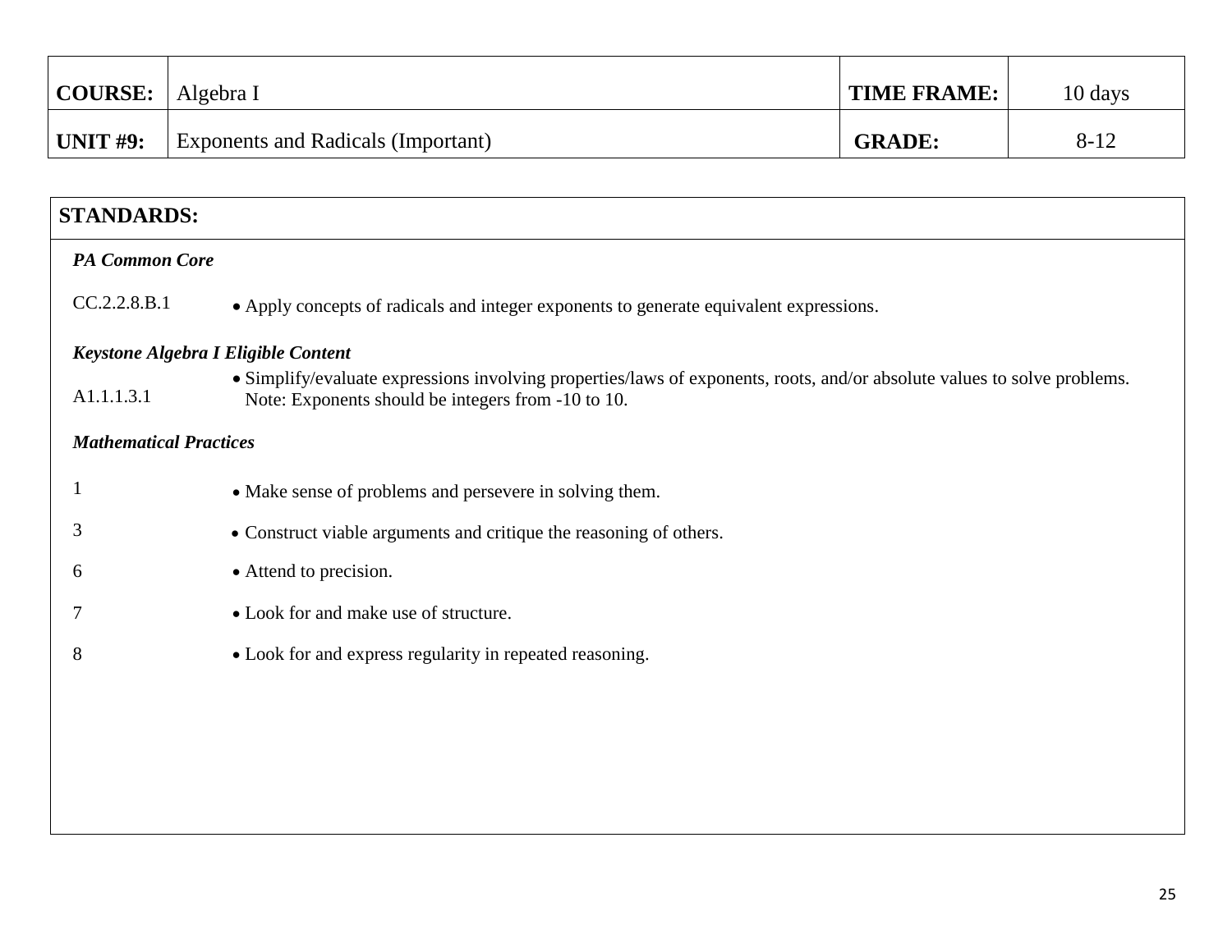| **COURSE:** | Algebra I | **TIME FRAME:** | 10 days |
|---|---|---|---|
| **UNIT #9:** | Exponents and Radicals (Important) | **GRADE:** | 8-12 |

## STANDARDS:

***PA Common Core***

| | |
|---|---|
| CC.2.2.8.B.1 | • Apply concepts of radicals and integer exponents to generate equivalent expressions. |

***Keystone Algebra I Eligible Content***

| | |
|---|---|
| A1.1.1.3.1 | • Simplify/evaluate expressions involving properties/laws of exponents, roots, and/or absolute values to solve problems. Note: Exponents should be integers from -10 to 10. |

***Mathematical Practices***

| | |
|---|---|
| 1 | • Make sense of problems and persevere in solving them. |
| 3 | • Construct viable arguments and critique the reasoning of others. |
| 6 | • Attend to precision. |
| 7 | • Look for and make use of structure. |
| 8 | • Look for and express regularity in repeated reasoning. |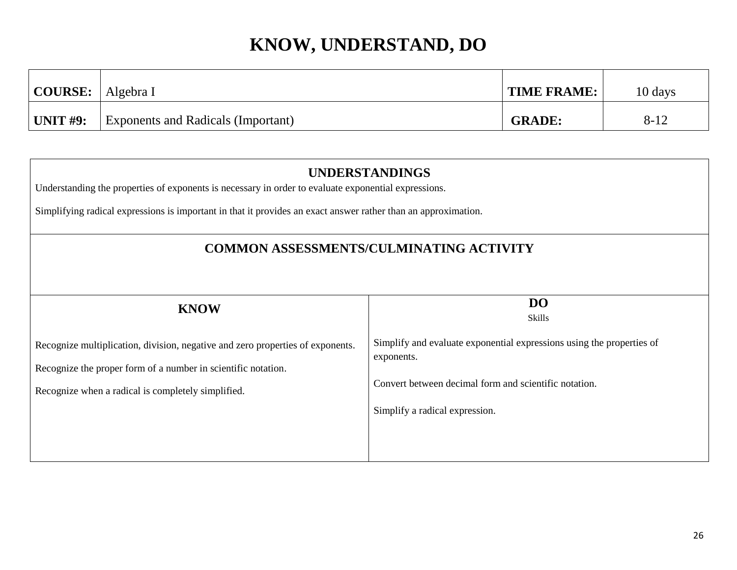# KNOW, UNDERSTAND, DO

| **COURSE:** | Algebra I | **TIME FRAME:** | 10 days |
|---|---|---|---|
| **UNIT #9:** | Exponents and Radicals (Important) | **GRADE:** | 8-12 |

## UNDERSTANDINGS

Understanding the properties of exponents is necessary in order to evaluate exponential expressions.

Simplifying radical expressions is important in that it provides an exact answer rather than an approximation.

## COMMON ASSESSMENTS/CULMINATING ACTIVITY

| **KNOW** | **DO**<br>Skills |
|---|---|
| Recognize multiplication, division, negative and zero properties of exponents.<br><br>Recognize the proper form of a number in scientific notation.<br><br>Recognize when a radical is completely simplified. | Simplify and evaluate exponential expressions using the properties of exponents.<br><br>Convert between decimal form and scientific notation.<br><br>Simplify a radical expression. |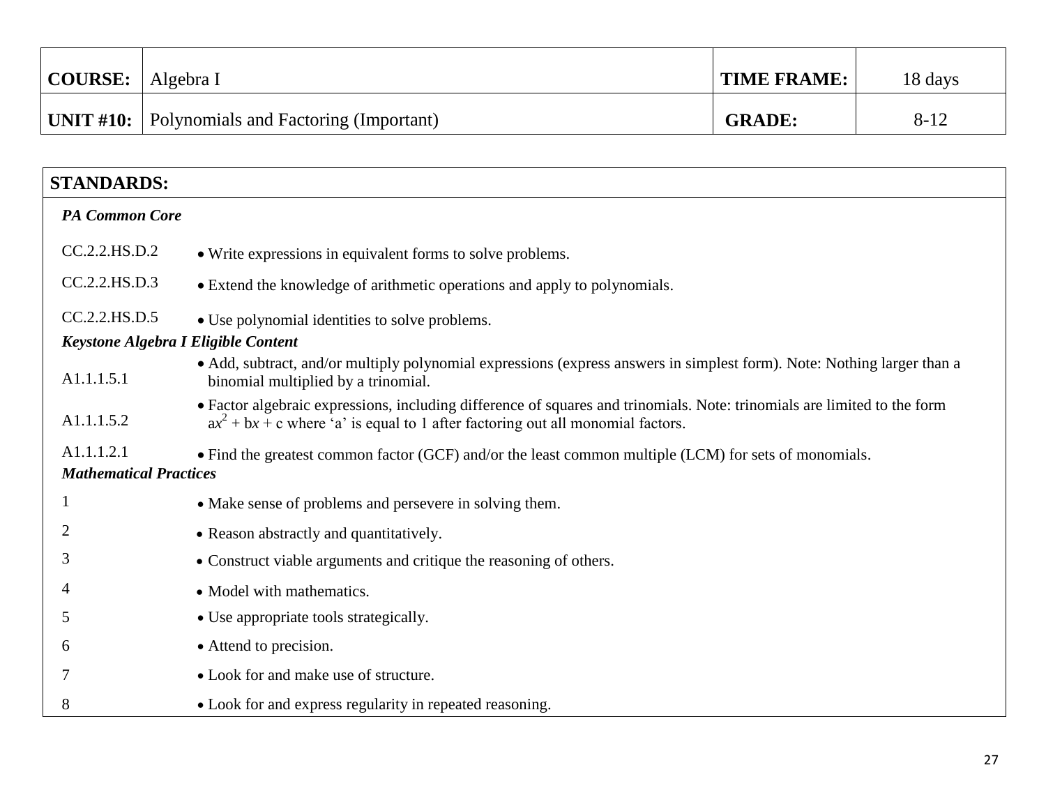| COURSE: | Algebra I | TIME FRAME: | 18 days |
|---|---|---|---|
| UNIT #10: | Polynomials and Factoring (Important) | GRADE: | 8-12 |

| STANDARDS: | |
|---|---|
| ***PA Common Core*** | |
| CC.2.2.HS.D.2 | • Write expressions in equivalent forms to solve problems. |
| CC.2.2.HS.D.3 | • Extend the knowledge of arithmetic operations and apply to polynomials. |
| CC.2.2.HS.D.5 | • Use polynomial identities to solve problems. |
| ***Keystone Algebra I Eligible Content*** | |
| A1.1.1.5.1 | • Add, subtract, and/or multiply polynomial expressions (express answers in simplest form). Note: Nothing larger than a binomial multiplied by a trinomial. |
| A1.1.1.5.2 | • Factor algebraic expressions, including difference of squares and trinomials. Note: trinomials are limited to the form $ax^2 + bx + c$ where 'a' is equal to 1 after factoring out all monomial factors. |
| A1.1.1.2.1 | • Find the greatest common factor (GCF) and/or the least common multiple (LCM) for sets of monomials. |
| ***Mathematical Practices*** | |
| 1 | • Make sense of problems and persevere in solving them. |
| 2 | • Reason abstractly and quantitatively. |
| 3 | • Construct viable arguments and critique the reasoning of others. |
| 4 | • Model with mathematics. |
| 5 | • Use appropriate tools strategically. |
| 6 | • Attend to precision. |
| 7 | • Look for and make use of structure. |
| 8 | • Look for and express regularity in repeated reasoning. |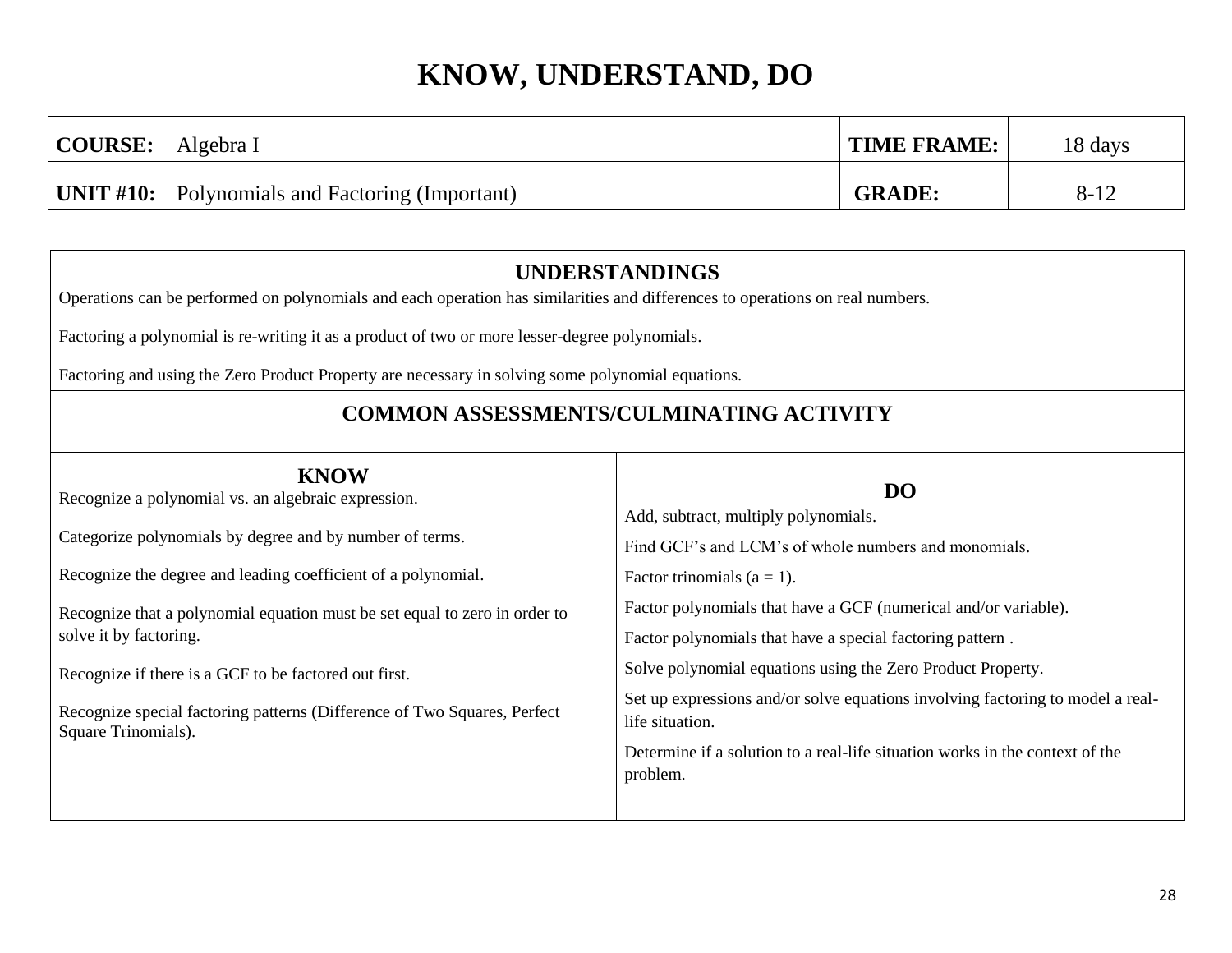# KNOW, UNDERSTAND, DO

| **COURSE:** | Algebra I | **TIME FRAME:** | 18 days |
|---|---|---|---|
| **UNIT #10:** | Polynomials and Factoring (Important) | **GRADE:** | 8-12 |

## UNDERSTANDINGS

Operations can be performed on polynomials and each operation has similarities and differences to operations on real numbers.

Factoring a polynomial is re-writing it as a product of two or more lesser-degree polynomials.

Factoring and using the Zero Product Property are necessary in solving some polynomial equations.

## COMMON ASSESSMENTS/CULMINATING ACTIVITY

### KNOW

Recognize a polynomial vs. an algebraic expression.

Categorize polynomials by degree and by number of terms.

Recognize the degree and leading coefficient of a polynomial.

Recognize that a polynomial equation must be set equal to zero in order to solve it by factoring.

Recognize if there is a GCF to be factored out first.

Recognize special factoring patterns (Difference of Two Squares, Perfect Square Trinomials).

### DO

Add, subtract, multiply polynomials.

Find GCF's and LCM's of whole numbers and monomials.

Factor trinomials ($a = 1$).

Factor polynomials that have a GCF (numerical and/or variable).

Factor polynomials that have a special factoring pattern .

Solve polynomial equations using the Zero Product Property.

Set up expressions and/or solve equations involving factoring to model a real-life situation.

Determine if a solution to a real-life situation works in the context of the problem.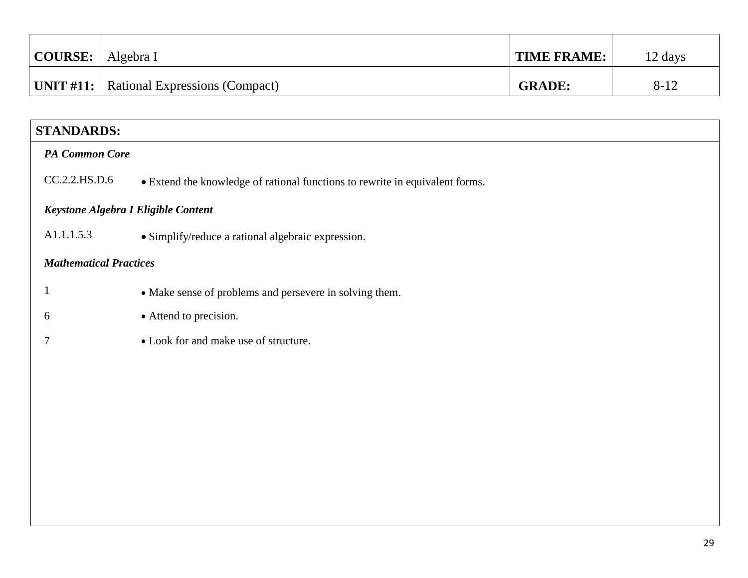| COURSE: | Algebra I | TIME FRAME: | 12 days |
| --- | --- | --- | --- |
| UNIT #11: | Rational Expressions (Compact) | GRADE: | 8-12 |

## STANDARDS:

***PA Common Core***

| | |
| --- | --- |
| CC.2.2.HS.D.6 | • Extend the knowledge of rational functions to rewrite in equivalent forms. |

***Keystone Algebra I Eligible Content***

| | |
| --- | --- |
| A1.1.1.5.3 | • Simplify/reduce a rational algebraic expression. |

***Mathematical Practices***

| | |
| --- | --- |
| 1 | • Make sense of problems and persevere in solving them. |
| 6 | • Attend to precision. |
| 7 | • Look for and make use of structure. |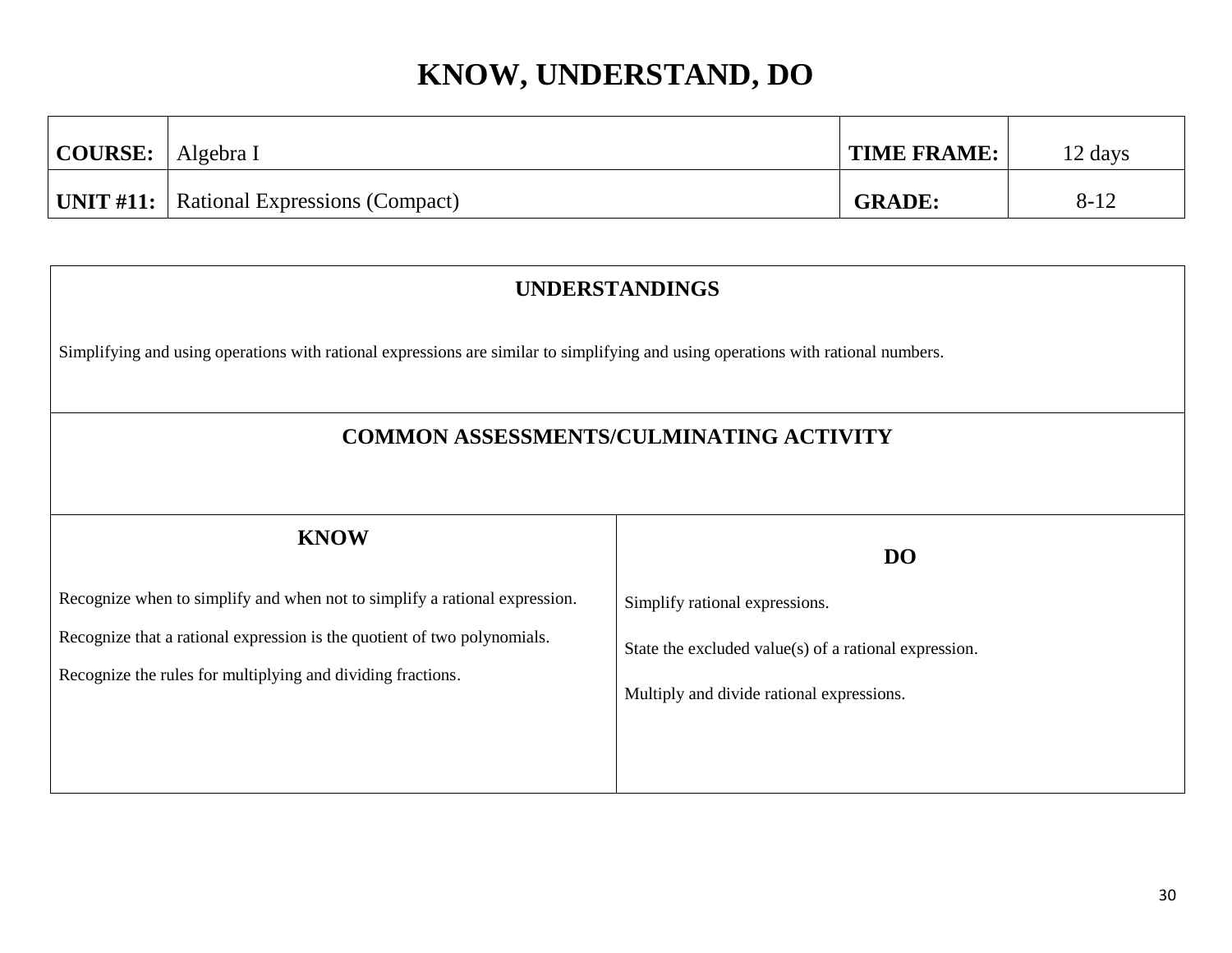# KNOW, UNDERSTAND, DO

| **COURSE:** | Algebra I | **TIME FRAME:** | 12 days |
|---|---|---|---|
| **UNIT #11:** | Rational Expressions (Compact) | **GRADE:** | 8-12 |

## UNDERSTANDINGS

Simplifying and using operations with rational expressions are similar to simplifying and using operations with rational numbers.

## COMMON ASSESSMENTS/CULMINATING ACTIVITY

| **KNOW** | **DO** |
|---|---|
| Recognize when to simplify and when not to simplify a rational expression. | Simplify rational expressions. |
| Recognize that a rational expression is the quotient of two polynomials. | State the excluded value(s) of a rational expression. |
| Recognize the rules for multiplying and dividing fractions. | Multiply and divide rational expressions. |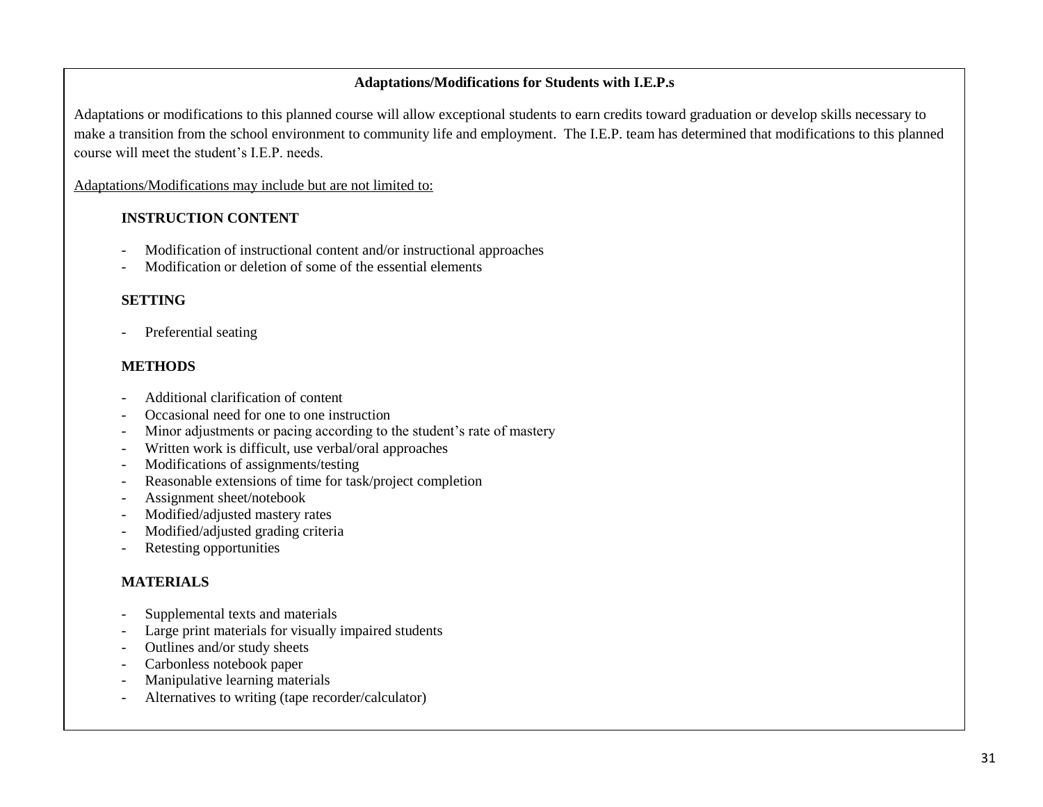## Adaptations/Modifications for Students with I.E.P.s

Adaptations or modifications to this planned course will allow exceptional students to earn credits toward graduation or develop skills necessary to make a transition from the school environment to community life and employment. The I.E.P. team has determined that modifications to this planned course will meet the student's I.E.P. needs.

Adaptations/Modifications may include but are not limited to:

### INSTRUCTION CONTENT

- Modification of instructional content and/or instructional approaches
- Modification or deletion of some of the essential elements

### SETTING

- Preferential seating

### METHODS

- Additional clarification of content
- Occasional need for one to one instruction
- Minor adjustments or pacing according to the student's rate of mastery
- Written work is difficult, use verbal/oral approaches
- Modifications of assignments/testing
- Reasonable extensions of time for task/project completion
- Assignment sheet/notebook
- Modified/adjusted mastery rates
- Modified/adjusted grading criteria
- Retesting opportunities

### MATERIALS

- Supplemental texts and materials
- Large print materials for visually impaired students
- Outlines and/or study sheets
- Carbonless notebook paper
- Manipulative learning materials
- Alternatives to writing (tape recorder/calculator)